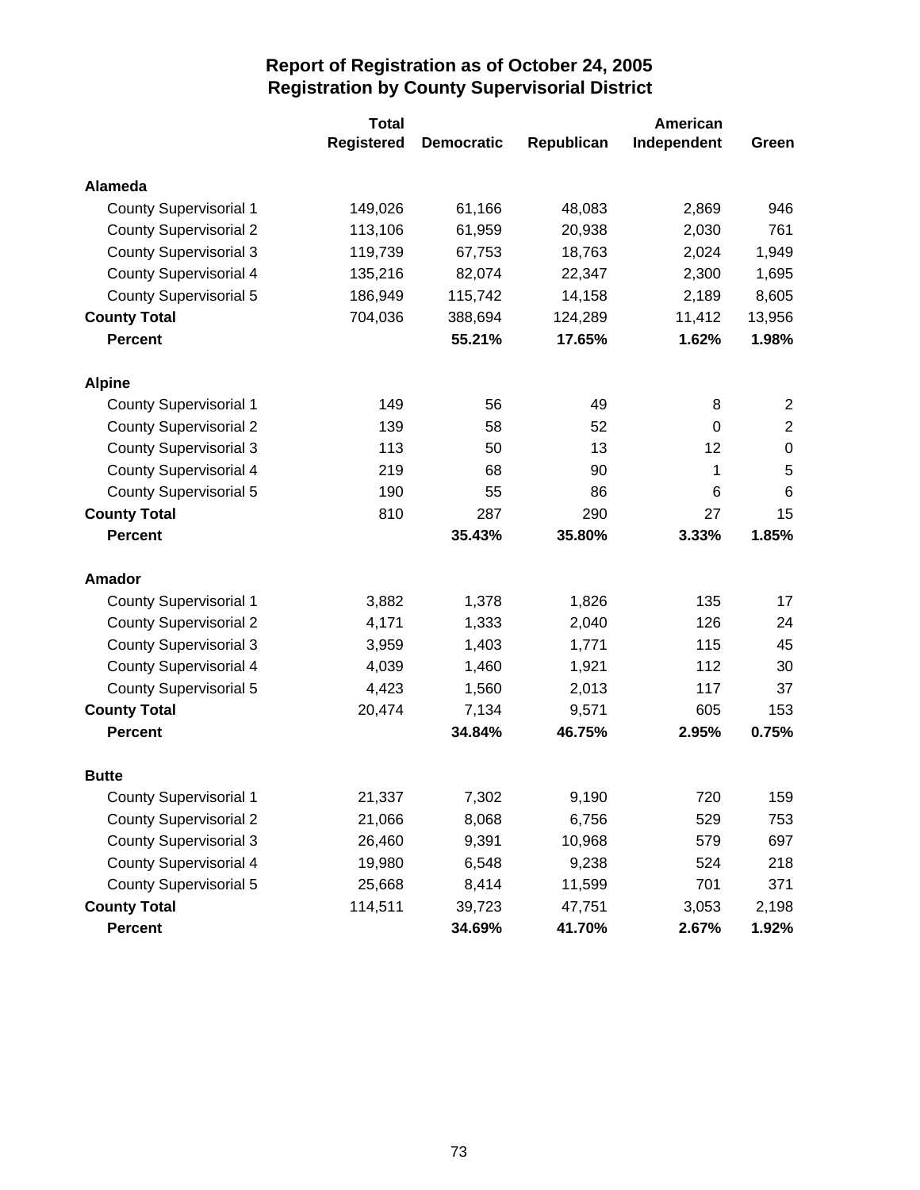# Report of Registration as of October 24, 2005
# Registration by County Supervisorial District

| | Total Registered | Democratic | Republican | American Independent | Green |
|---|---|---|---|---|---|
| **Alameda** | | | | | |
| County Supervisorial 1 | 149,026 | 61,166 | 48,083 | 2,869 | 946 |
| County Supervisorial 2 | 113,106 | 61,959 | 20,938 | 2,030 | 761 |
| County Supervisorial 3 | 119,739 | 67,753 | 18,763 | 2,024 | 1,949 |
| County Supervisorial 4 | 135,216 | 82,074 | 22,347 | 2,300 | 1,695 |
| County Supervisorial 5 | 186,949 | 115,742 | 14,158 | 2,189 | 8,605 |
| **County Total** | 704,036 | 388,694 | 124,289 | 11,412 | 13,956 |
| **Percent** | | **55.21%** | **17.65%** | **1.62%** | **1.98%** |
| **Alpine** | | | | | |
| County Supervisorial 1 | 149 | 56 | 49 | 8 | 2 |
| County Supervisorial 2 | 139 | 58 | 52 | 0 | 2 |
| County Supervisorial 3 | 113 | 50 | 13 | 12 | 0 |
| County Supervisorial 4 | 219 | 68 | 90 | 1 | 5 |
| County Supervisorial 5 | 190 | 55 | 86 | 6 | 6 |
| **County Total** | 810 | 287 | 290 | 27 | 15 |
| **Percent** | | **35.43%** | **35.80%** | **3.33%** | **1.85%** |
| **Amador** | | | | | |
| County Supervisorial 1 | 3,882 | 1,378 | 1,826 | 135 | 17 |
| County Supervisorial 2 | 4,171 | 1,333 | 2,040 | 126 | 24 |
| County Supervisorial 3 | 3,959 | 1,403 | 1,771 | 115 | 45 |
| County Supervisorial 4 | 4,039 | 1,460 | 1,921 | 112 | 30 |
| County Supervisorial 5 | 4,423 | 1,560 | 2,013 | 117 | 37 |
| **County Total** | 20,474 | 7,134 | 9,571 | 605 | 153 |
| **Percent** | | **34.84%** | **46.75%** | **2.95%** | **0.75%** |
| **Butte** | | | | | |
| County Supervisorial 1 | 21,337 | 7,302 | 9,190 | 720 | 159 |
| County Supervisorial 2 | 21,066 | 8,068 | 6,756 | 529 | 753 |
| County Supervisorial 3 | 26,460 | 9,391 | 10,968 | 579 | 697 |
| County Supervisorial 4 | 19,980 | 6,548 | 9,238 | 524 | 218 |
| County Supervisorial 5 | 25,668 | 8,414 | 11,599 | 701 | 371 |
| **County Total** | 114,511 | 39,723 | 47,751 | 3,053 | 2,198 |
| **Percent** | | **34.69%** | **41.70%** | **2.67%** | **1.92%** |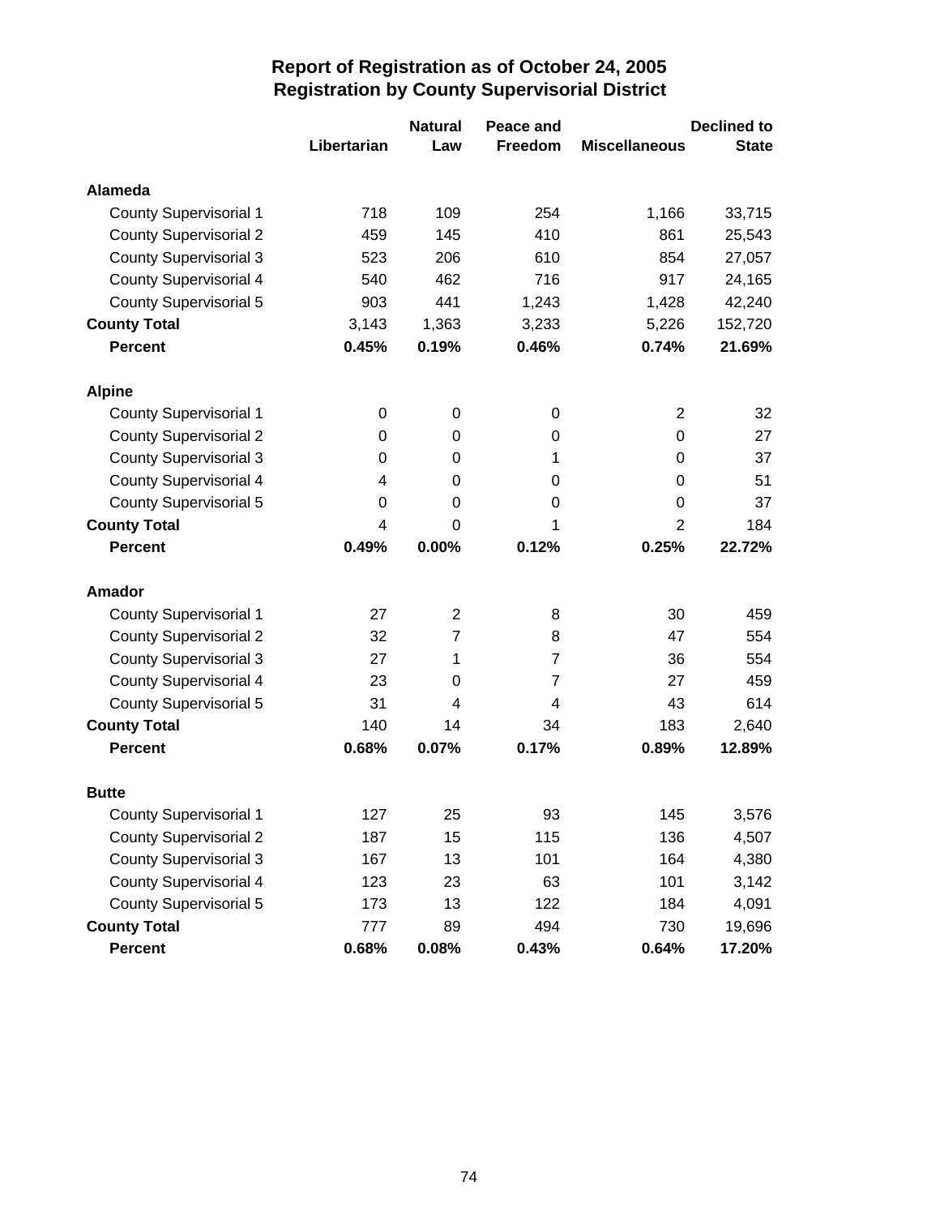## Report of Registration as of October 24, 2005
## Registration by County Supervisorial District

| | Libertarian | Natural Law | Peace and Freedom | Miscellaneous | Declined to State |
|---|---|---|---|---|---|
| **Alameda** | | | | | |
| County Supervisorial 1 | 718 | 109 | 254 | 1,166 | 33,715 |
| County Supervisorial 2 | 459 | 145 | 410 | 861 | 25,543 |
| County Supervisorial 3 | 523 | 206 | 610 | 854 | 27,057 |
| County Supervisorial 4 | 540 | 462 | 716 | 917 | 24,165 |
| County Supervisorial 5 | 903 | 441 | 1,243 | 1,428 | 42,240 |
| **County Total** | 3,143 | 1,363 | 3,233 | 5,226 | 152,720 |
| **Percent** | **0.45%** | **0.19%** | **0.46%** | **0.74%** | **21.69%** |
| **Alpine** | | | | | |
| County Supervisorial 1 | 0 | 0 | 0 | 2 | 32 |
| County Supervisorial 2 | 0 | 0 | 0 | 0 | 27 |
| County Supervisorial 3 | 0 | 0 | 1 | 0 | 37 |
| County Supervisorial 4 | 4 | 0 | 0 | 0 | 51 |
| County Supervisorial 5 | 0 | 0 | 0 | 0 | 37 |
| **County Total** | 4 | 0 | 1 | 2 | 184 |
| **Percent** | **0.49%** | **0.00%** | **0.12%** | **0.25%** | **22.72%** |
| **Amador** | | | | | |
| County Supervisorial 1 | 27 | 2 | 8 | 30 | 459 |
| County Supervisorial 2 | 32 | 7 | 8 | 47 | 554 |
| County Supervisorial 3 | 27 | 1 | 7 | 36 | 554 |
| County Supervisorial 4 | 23 | 0 | 7 | 27 | 459 |
| County Supervisorial 5 | 31 | 4 | 4 | 43 | 614 |
| **County Total** | 140 | 14 | 34 | 183 | 2,640 |
| **Percent** | **0.68%** | **0.07%** | **0.17%** | **0.89%** | **12.89%** |
| **Butte** | | | | | |
| County Supervisorial 1 | 127 | 25 | 93 | 145 | 3,576 |
| County Supervisorial 2 | 187 | 15 | 115 | 136 | 4,507 |
| County Supervisorial 3 | 167 | 13 | 101 | 164 | 4,380 |
| County Supervisorial 4 | 123 | 23 | 63 | 101 | 3,142 |
| County Supervisorial 5 | 173 | 13 | 122 | 184 | 4,091 |
| **County Total** | 777 | 89 | 494 | 730 | 19,696 |
| **Percent** | **0.68%** | **0.08%** | **0.43%** | **0.64%** | **17.20%** |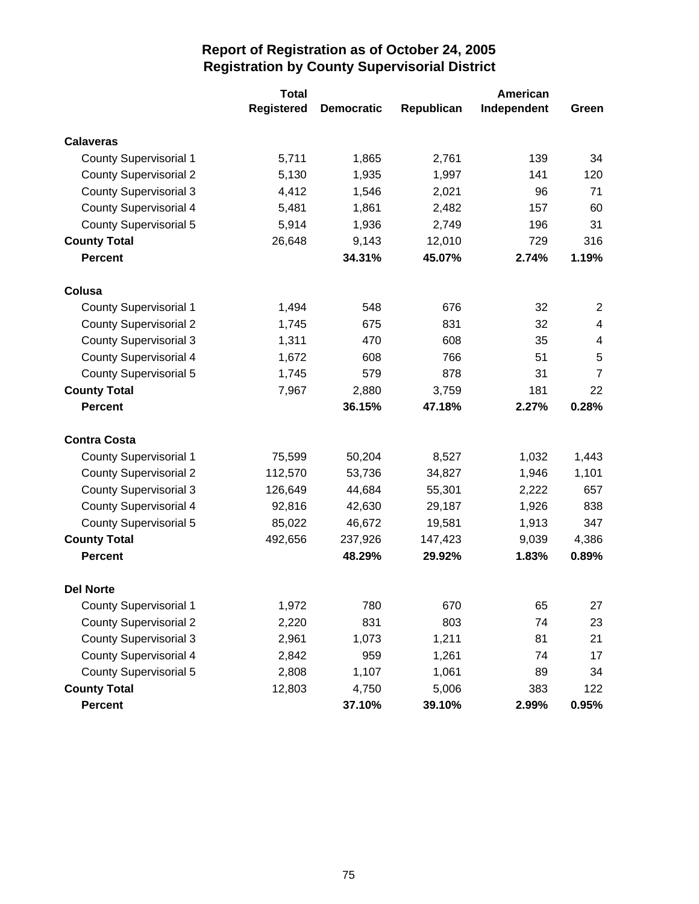# Report of Registration as of October 24, 2005
## Registration by County Supervisorial District

| | Total Registered | Democratic | Republican | American Independent | Green |
|---|---|---|---|---|---|
| **Calaveras** | | | | | |
| County Supervisorial 1 | 5,711 | 1,865 | 2,761 | 139 | 34 |
| County Supervisorial 2 | 5,130 | 1,935 | 1,997 | 141 | 120 |
| County Supervisorial 3 | 4,412 | 1,546 | 2,021 | 96 | 71 |
| County Supervisorial 4 | 5,481 | 1,861 | 2,482 | 157 | 60 |
| County Supervisorial 5 | 5,914 | 1,936 | 2,749 | 196 | 31 |
| **County Total** | 26,648 | 9,143 | 12,010 | 729 | 316 |
| **Percent** | | **34.31%** | **45.07%** | **2.74%** | **1.19%** |
| **Colusa** | | | | | |
| County Supervisorial 1 | 1,494 | 548 | 676 | 32 | 2 |
| County Supervisorial 2 | 1,745 | 675 | 831 | 32 | 4 |
| County Supervisorial 3 | 1,311 | 470 | 608 | 35 | 4 |
| County Supervisorial 4 | 1,672 | 608 | 766 | 51 | 5 |
| County Supervisorial 5 | 1,745 | 579 | 878 | 31 | 7 |
| **County Total** | 7,967 | 2,880 | 3,759 | 181 | 22 |
| **Percent** | | **36.15%** | **47.18%** | **2.27%** | **0.28%** |
| **Contra Costa** | | | | | |
| County Supervisorial 1 | 75,599 | 50,204 | 8,527 | 1,032 | 1,443 |
| County Supervisorial 2 | 112,570 | 53,736 | 34,827 | 1,946 | 1,101 |
| County Supervisorial 3 | 126,649 | 44,684 | 55,301 | 2,222 | 657 |
| County Supervisorial 4 | 92,816 | 42,630 | 29,187 | 1,926 | 838 |
| County Supervisorial 5 | 85,022 | 46,672 | 19,581 | 1,913 | 347 |
| **County Total** | 492,656 | 237,926 | 147,423 | 9,039 | 4,386 |
| **Percent** | | **48.29%** | **29.92%** | **1.83%** | **0.89%** |
| **Del Norte** | | | | | |
| County Supervisorial 1 | 1,972 | 780 | 670 | 65 | 27 |
| County Supervisorial 2 | 2,220 | 831 | 803 | 74 | 23 |
| County Supervisorial 3 | 2,961 | 1,073 | 1,211 | 81 | 21 |
| County Supervisorial 4 | 2,842 | 959 | 1,261 | 74 | 17 |
| County Supervisorial 5 | 2,808 | 1,107 | 1,061 | 89 | 34 |
| **County Total** | 12,803 | 4,750 | 5,006 | 383 | 122 |
| **Percent** | | **37.10%** | **39.10%** | **2.99%** | **0.95%** |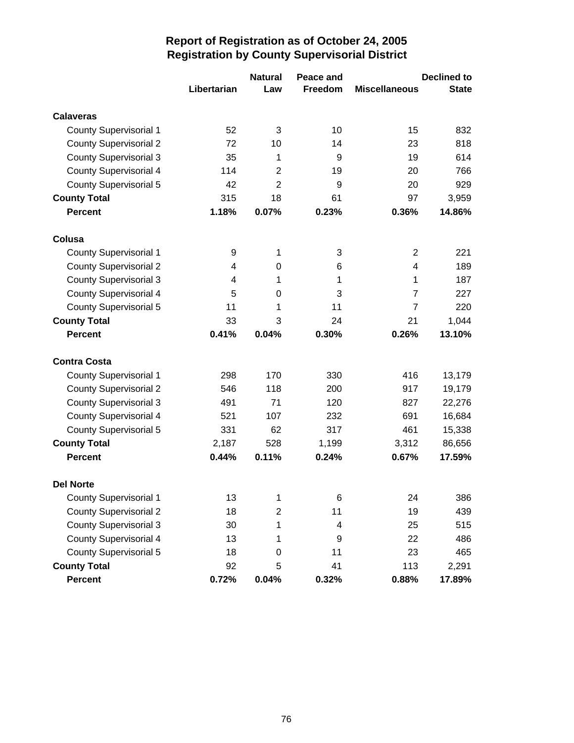# Report of Registration as of October 24, 2005
## Registration by County Supervisorial District

| | Libertarian | Natural Law | Peace and Freedom | Miscellaneous | Declined to State |
|---|---|---|---|---|---|
| **Calaveras** | | | | | |
| County Supervisorial 1 | 52 | 3 | 10 | 15 | 832 |
| County Supervisorial 2 | 72 | 10 | 14 | 23 | 818 |
| County Supervisorial 3 | 35 | 1 | 9 | 19 | 614 |
| County Supervisorial 4 | 114 | 2 | 19 | 20 | 766 |
| County Supervisorial 5 | 42 | 2 | 9 | 20 | 929 |
| **County Total** | 315 | 18 | 61 | 97 | 3,959 |
| **Percent** | **1.18%** | **0.07%** | **0.23%** | **0.36%** | **14.86%** |
| **Colusa** | | | | | |
| County Supervisorial 1 | 9 | 1 | 3 | 2 | 221 |
| County Supervisorial 2 | 4 | 0 | 6 | 4 | 189 |
| County Supervisorial 3 | 4 | 1 | 1 | 1 | 187 |
| County Supervisorial 4 | 5 | 0 | 3 | 7 | 227 |
| County Supervisorial 5 | 11 | 1 | 11 | 7 | 220 |
| **County Total** | 33 | 3 | 24 | 21 | 1,044 |
| **Percent** | **0.41%** | **0.04%** | **0.30%** | **0.26%** | **13.10%** |
| **Contra Costa** | | | | | |
| County Supervisorial 1 | 298 | 170 | 330 | 416 | 13,179 |
| County Supervisorial 2 | 546 | 118 | 200 | 917 | 19,179 |
| County Supervisorial 3 | 491 | 71 | 120 | 827 | 22,276 |
| County Supervisorial 4 | 521 | 107 | 232 | 691 | 16,684 |
| County Supervisorial 5 | 331 | 62 | 317 | 461 | 15,338 |
| **County Total** | 2,187 | 528 | 1,199 | 3,312 | 86,656 |
| **Percent** | **0.44%** | **0.11%** | **0.24%** | **0.67%** | **17.59%** |
| **Del Norte** | | | | | |
| County Supervisorial 1 | 13 | 1 | 6 | 24 | 386 |
| County Supervisorial 2 | 18 | 2 | 11 | 19 | 439 |
| County Supervisorial 3 | 30 | 1 | 4 | 25 | 515 |
| County Supervisorial 4 | 13 | 1 | 9 | 22 | 486 |
| County Supervisorial 5 | 18 | 0 | 11 | 23 | 465 |
| **County Total** | 92 | 5 | 41 | 113 | 2,291 |
| **Percent** | **0.72%** | **0.04%** | **0.32%** | **0.88%** | **17.89%** |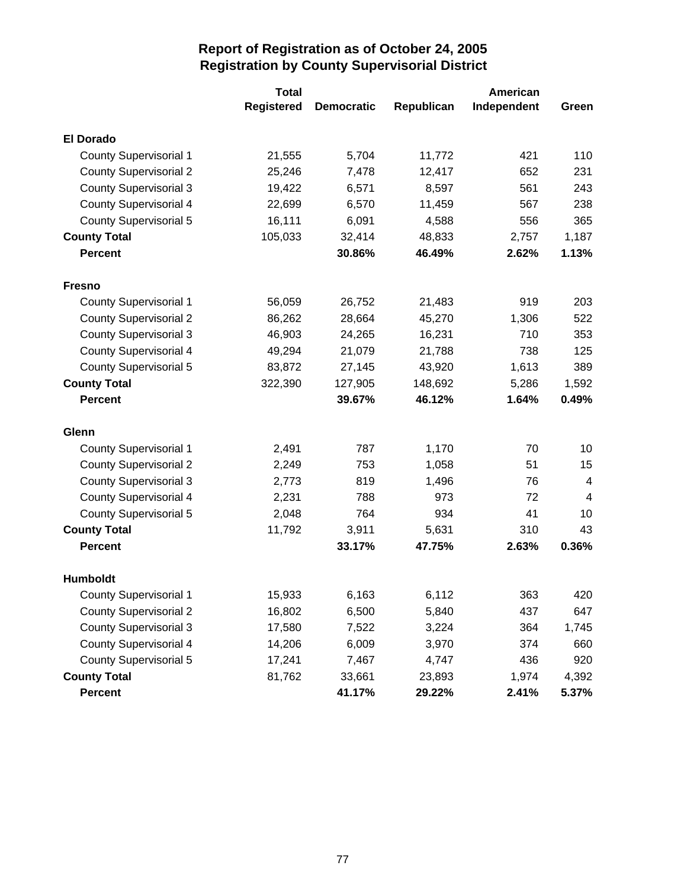# Report of Registration as of October 24, 2005
## Registration by County Supervisorial District

| | Total Registered | Democratic | Republican | American Independent | Green |
|---|---|---|---|---|---|
| **El Dorado** | | | | | |
| County Supervisorial 1 | 21,555 | 5,704 | 11,772 | 421 | 110 |
| County Supervisorial 2 | 25,246 | 7,478 | 12,417 | 652 | 231 |
| County Supervisorial 3 | 19,422 | 6,571 | 8,597 | 561 | 243 |
| County Supervisorial 4 | 22,699 | 6,570 | 11,459 | 567 | 238 |
| County Supervisorial 5 | 16,111 | 6,091 | 4,588 | 556 | 365 |
| **County Total** | 105,033 | 32,414 | 48,833 | 2,757 | 1,187 |
| **Percent** | | **30.86%** | **46.49%** | **2.62%** | **1.13%** |
| **Fresno** | | | | | |
| County Supervisorial 1 | 56,059 | 26,752 | 21,483 | 919 | 203 |
| County Supervisorial 2 | 86,262 | 28,664 | 45,270 | 1,306 | 522 |
| County Supervisorial 3 | 46,903 | 24,265 | 16,231 | 710 | 353 |
| County Supervisorial 4 | 49,294 | 21,079 | 21,788 | 738 | 125 |
| County Supervisorial 5 | 83,872 | 27,145 | 43,920 | 1,613 | 389 |
| **County Total** | 322,390 | 127,905 | 148,692 | 5,286 | 1,592 |
| **Percent** | | **39.67%** | **46.12%** | **1.64%** | **0.49%** |
| **Glenn** | | | | | |
| County Supervisorial 1 | 2,491 | 787 | 1,170 | 70 | 10 |
| County Supervisorial 2 | 2,249 | 753 | 1,058 | 51 | 15 |
| County Supervisorial 3 | 2,773 | 819 | 1,496 | 76 | 4 |
| County Supervisorial 4 | 2,231 | 788 | 973 | 72 | 4 |
| County Supervisorial 5 | 2,048 | 764 | 934 | 41 | 10 |
| **County Total** | 11,792 | 3,911 | 5,631 | 310 | 43 |
| **Percent** | | **33.17%** | **47.75%** | **2.63%** | **0.36%** |
| **Humboldt** | | | | | |
| County Supervisorial 1 | 15,933 | 6,163 | 6,112 | 363 | 420 |
| County Supervisorial 2 | 16,802 | 6,500 | 5,840 | 437 | 647 |
| County Supervisorial 3 | 17,580 | 7,522 | 3,224 | 364 | 1,745 |
| County Supervisorial 4 | 14,206 | 6,009 | 3,970 | 374 | 660 |
| County Supervisorial 5 | 17,241 | 7,467 | 4,747 | 436 | 920 |
| **County Total** | 81,762 | 33,661 | 23,893 | 1,974 | 4,392 |
| **Percent** | | **41.17%** | **29.22%** | **2.41%** | **5.37%** |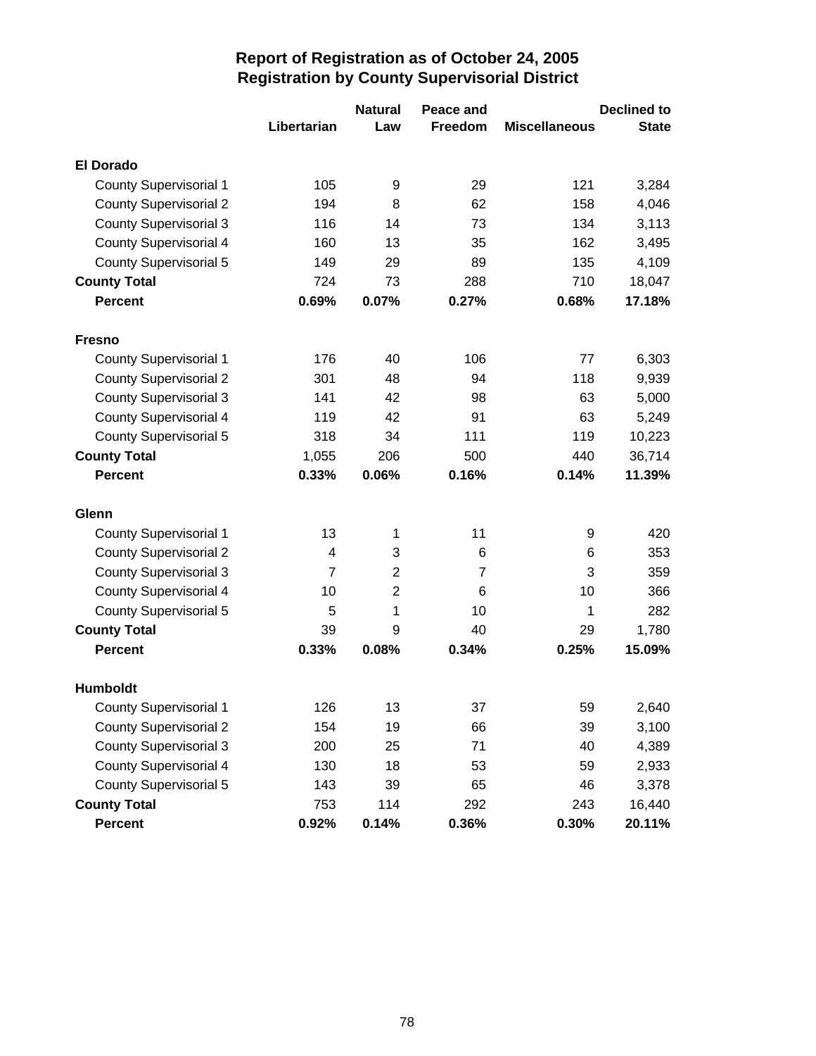# Report of Registration as of October 24, 2005
## Registration by County Supervisorial District

| | Libertarian | Natural Law | Peace and Freedom | Miscellaneous | Declined to State |
|---|---|---|---|---|---|
| **El Dorado** | | | | | |
| County Supervisorial 1 | 105 | 9 | 29 | 121 | 3,284 |
| County Supervisorial 2 | 194 | 8 | 62 | 158 | 4,046 |
| County Supervisorial 3 | 116 | 14 | 73 | 134 | 3,113 |
| County Supervisorial 4 | 160 | 13 | 35 | 162 | 3,495 |
| County Supervisorial 5 | 149 | 29 | 89 | 135 | 4,109 |
| **County Total** | 724 | 73 | 288 | 710 | 18,047 |
| **Percent** | **0.69%** | **0.07%** | **0.27%** | **0.68%** | **17.18%** |
| **Fresno** | | | | | |
| County Supervisorial 1 | 176 | 40 | 106 | 77 | 6,303 |
| County Supervisorial 2 | 301 | 48 | 94 | 118 | 9,939 |
| County Supervisorial 3 | 141 | 42 | 98 | 63 | 5,000 |
| County Supervisorial 4 | 119 | 42 | 91 | 63 | 5,249 |
| County Supervisorial 5 | 318 | 34 | 111 | 119 | 10,223 |
| **County Total** | 1,055 | 206 | 500 | 440 | 36,714 |
| **Percent** | **0.33%** | **0.06%** | **0.16%** | **0.14%** | **11.39%** |
| **Glenn** | | | | | |
| County Supervisorial 1 | 13 | 1 | 11 | 9 | 420 |
| County Supervisorial 2 | 4 | 3 | 6 | 6 | 353 |
| County Supervisorial 3 | 7 | 2 | 7 | 3 | 359 |
| County Supervisorial 4 | 10 | 2 | 6 | 10 | 366 |
| County Supervisorial 5 | 5 | 1 | 10 | 1 | 282 |
| **County Total** | 39 | 9 | 40 | 29 | 1,780 |
| **Percent** | **0.33%** | **0.08%** | **0.34%** | **0.25%** | **15.09%** |
| **Humboldt** | | | | | |
| County Supervisorial 1 | 126 | 13 | 37 | 59 | 2,640 |
| County Supervisorial 2 | 154 | 19 | 66 | 39 | 3,100 |
| County Supervisorial 3 | 200 | 25 | 71 | 40 | 4,389 |
| County Supervisorial 4 | 130 | 18 | 53 | 59 | 2,933 |
| County Supervisorial 5 | 143 | 39 | 65 | 46 | 3,378 |
| **County Total** | 753 | 114 | 292 | 243 | 16,440 |
| **Percent** | **0.92%** | **0.14%** | **0.36%** | **0.30%** | **20.11%** |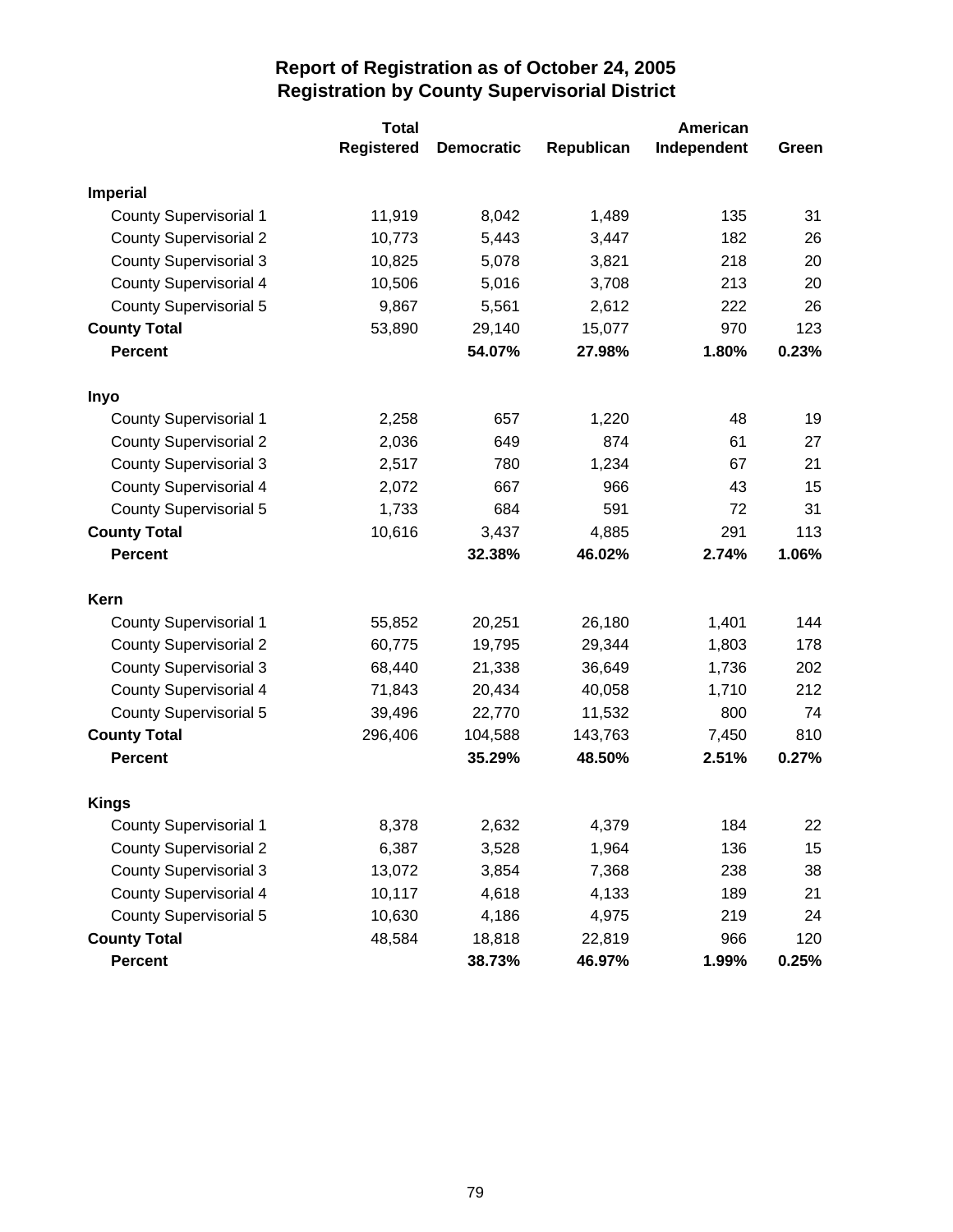# Report of Registration as of October 24, 2005
## Registration by County Supervisorial District

| | Total Registered | Democratic | Republican | American Independent | Green |
|---|---|---|---|---|---|
| **Imperial** | | | | | |
| County Supervisorial 1 | 11,919 | 8,042 | 1,489 | 135 | 31 |
| County Supervisorial 2 | 10,773 | 5,443 | 3,447 | 182 | 26 |
| County Supervisorial 3 | 10,825 | 5,078 | 3,821 | 218 | 20 |
| County Supervisorial 4 | 10,506 | 5,016 | 3,708 | 213 | 20 |
| County Supervisorial 5 | 9,867 | 5,561 | 2,612 | 222 | 26 |
| **County Total** | 53,890 | 29,140 | 15,077 | 970 | 123 |
| **Percent** | | **54.07%** | **27.98%** | **1.80%** | **0.23%** |
| **Inyo** | | | | | |
| County Supervisorial 1 | 2,258 | 657 | 1,220 | 48 | 19 |
| County Supervisorial 2 | 2,036 | 649 | 874 | 61 | 27 |
| County Supervisorial 3 | 2,517 | 780 | 1,234 | 67 | 21 |
| County Supervisorial 4 | 2,072 | 667 | 966 | 43 | 15 |
| County Supervisorial 5 | 1,733 | 684 | 591 | 72 | 31 |
| **County Total** | 10,616 | 3,437 | 4,885 | 291 | 113 |
| **Percent** | | **32.38%** | **46.02%** | **2.74%** | **1.06%** |
| **Kern** | | | | | |
| County Supervisorial 1 | 55,852 | 20,251 | 26,180 | 1,401 | 144 |
| County Supervisorial 2 | 60,775 | 19,795 | 29,344 | 1,803 | 178 |
| County Supervisorial 3 | 68,440 | 21,338 | 36,649 | 1,736 | 202 |
| County Supervisorial 4 | 71,843 | 20,434 | 40,058 | 1,710 | 212 |
| County Supervisorial 5 | 39,496 | 22,770 | 11,532 | 800 | 74 |
| **County Total** | 296,406 | 104,588 | 143,763 | 7,450 | 810 |
| **Percent** | | **35.29%** | **48.50%** | **2.51%** | **0.27%** |
| **Kings** | | | | | |
| County Supervisorial 1 | 8,378 | 2,632 | 4,379 | 184 | 22 |
| County Supervisorial 2 | 6,387 | 3,528 | 1,964 | 136 | 15 |
| County Supervisorial 3 | 13,072 | 3,854 | 7,368 | 238 | 38 |
| County Supervisorial 4 | 10,117 | 4,618 | 4,133 | 189 | 21 |
| County Supervisorial 5 | 10,630 | 4,186 | 4,975 | 219 | 24 |
| **County Total** | 48,584 | 18,818 | 22,819 | 966 | 120 |
| **Percent** | | **38.73%** | **46.97%** | **1.99%** | **0.25%** |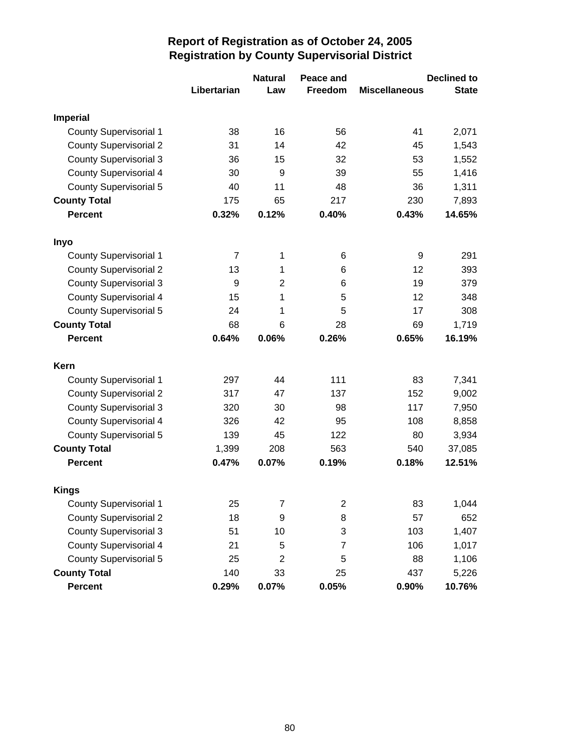# Report of Registration as of October 24, 2005
## Registration by County Supervisorial District

| | Libertarian | Natural Law | Peace and Freedom | Miscellaneous | Declined to State |
|---|---|---|---|---|---|
| **Imperial** | | | | | |
| County Supervisorial 1 | 38 | 16 | 56 | 41 | 2,071 |
| County Supervisorial 2 | 31 | 14 | 42 | 45 | 1,543 |
| County Supervisorial 3 | 36 | 15 | 32 | 53 | 1,552 |
| County Supervisorial 4 | 30 | 9 | 39 | 55 | 1,416 |
| County Supervisorial 5 | 40 | 11 | 48 | 36 | 1,311 |
| **County Total** | 175 | 65 | 217 | 230 | 7,893 |
| **Percent** | **0.32%** | **0.12%** | **0.40%** | **0.43%** | **14.65%** |
| **Inyo** | | | | | |
| County Supervisorial 1 | 7 | 1 | 6 | 9 | 291 |
| County Supervisorial 2 | 13 | 1 | 6 | 12 | 393 |
| County Supervisorial 3 | 9 | 2 | 6 | 19 | 379 |
| County Supervisorial 4 | 15 | 1 | 5 | 12 | 348 |
| County Supervisorial 5 | 24 | 1 | 5 | 17 | 308 |
| **County Total** | 68 | 6 | 28 | 69 | 1,719 |
| **Percent** | **0.64%** | **0.06%** | **0.26%** | **0.65%** | **16.19%** |
| **Kern** | | | | | |
| County Supervisorial 1 | 297 | 44 | 111 | 83 | 7,341 |
| County Supervisorial 2 | 317 | 47 | 137 | 152 | 9,002 |
| County Supervisorial 3 | 320 | 30 | 98 | 117 | 7,950 |
| County Supervisorial 4 | 326 | 42 | 95 | 108 | 8,858 |
| County Supervisorial 5 | 139 | 45 | 122 | 80 | 3,934 |
| **County Total** | 1,399 | 208 | 563 | 540 | 37,085 |
| **Percent** | **0.47%** | **0.07%** | **0.19%** | **0.18%** | **12.51%** |
| **Kings** | | | | | |
| County Supervisorial 1 | 25 | 7 | 2 | 83 | 1,044 |
| County Supervisorial 2 | 18 | 9 | 8 | 57 | 652 |
| County Supervisorial 3 | 51 | 10 | 3 | 103 | 1,407 |
| County Supervisorial 4 | 21 | 5 | 7 | 106 | 1,017 |
| County Supervisorial 5 | 25 | 2 | 5 | 88 | 1,106 |
| **County Total** | 140 | 33 | 25 | 437 | 5,226 |
| **Percent** | **0.29%** | **0.07%** | **0.05%** | **0.90%** | **10.76%** |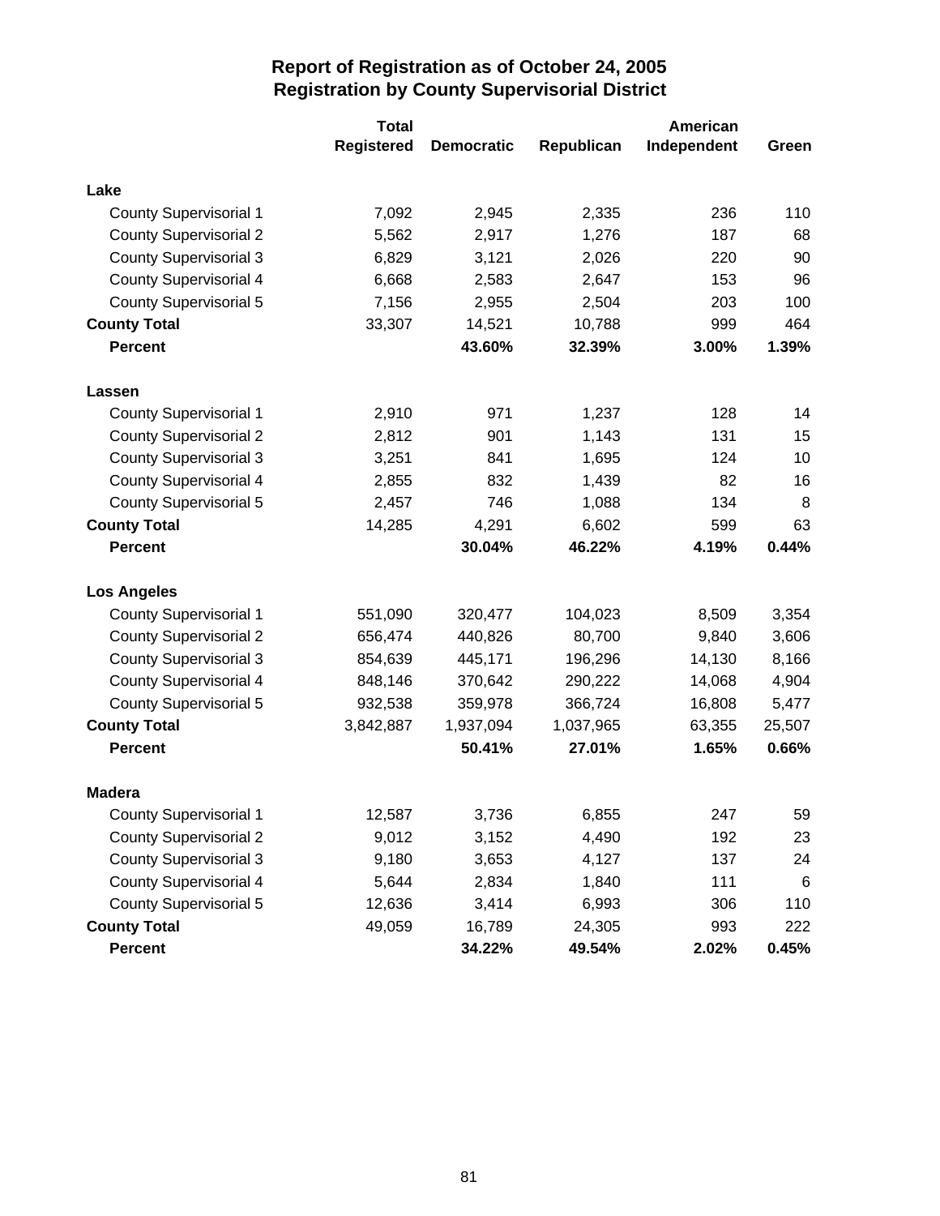# Report of Registration as of October 24, 2005
## Registration by County Supervisorial District

| | Total Registered | Democratic | Republican | American Independent | Green |
|---|---|---|---|---|---|
| **Lake** | | | | | |
| County Supervisorial 1 | 7,092 | 2,945 | 2,335 | 236 | 110 |
| County Supervisorial 2 | 5,562 | 2,917 | 1,276 | 187 | 68 |
| County Supervisorial 3 | 6,829 | 3,121 | 2,026 | 220 | 90 |
| County Supervisorial 4 | 6,668 | 2,583 | 2,647 | 153 | 96 |
| County Supervisorial 5 | 7,156 | 2,955 | 2,504 | 203 | 100 |
| **County Total** | 33,307 | 14,521 | 10,788 | 999 | 464 |
| **Percent** | | **43.60%** | **32.39%** | **3.00%** | **1.39%** |
| **Lassen** | | | | | |
| County Supervisorial 1 | 2,910 | 971 | 1,237 | 128 | 14 |
| County Supervisorial 2 | 2,812 | 901 | 1,143 | 131 | 15 |
| County Supervisorial 3 | 3,251 | 841 | 1,695 | 124 | 10 |
| County Supervisorial 4 | 2,855 | 832 | 1,439 | 82 | 16 |
| County Supervisorial 5 | 2,457 | 746 | 1,088 | 134 | 8 |
| **County Total** | 14,285 | 4,291 | 6,602 | 599 | 63 |
| **Percent** | | **30.04%** | **46.22%** | **4.19%** | **0.44%** |
| **Los Angeles** | | | | | |
| County Supervisorial 1 | 551,090 | 320,477 | 104,023 | 8,509 | 3,354 |
| County Supervisorial 2 | 656,474 | 440,826 | 80,700 | 9,840 | 3,606 |
| County Supervisorial 3 | 854,639 | 445,171 | 196,296 | 14,130 | 8,166 |
| County Supervisorial 4 | 848,146 | 370,642 | 290,222 | 14,068 | 4,904 |
| County Supervisorial 5 | 932,538 | 359,978 | 366,724 | 16,808 | 5,477 |
| **County Total** | 3,842,887 | 1,937,094 | 1,037,965 | 63,355 | 25,507 |
| **Percent** | | **50.41%** | **27.01%** | **1.65%** | **0.66%** |
| **Madera** | | | | | |
| County Supervisorial 1 | 12,587 | 3,736 | 6,855 | 247 | 59 |
| County Supervisorial 2 | 9,012 | 3,152 | 4,490 | 192 | 23 |
| County Supervisorial 3 | 9,180 | 3,653 | 4,127 | 137 | 24 |
| County Supervisorial 4 | 5,644 | 2,834 | 1,840 | 111 | 6 |
| County Supervisorial 5 | 12,636 | 3,414 | 6,993 | 306 | 110 |
| **County Total** | 49,059 | 16,789 | 24,305 | 993 | 222 |
| **Percent** | | **34.22%** | **49.54%** | **2.02%** | **0.45%** |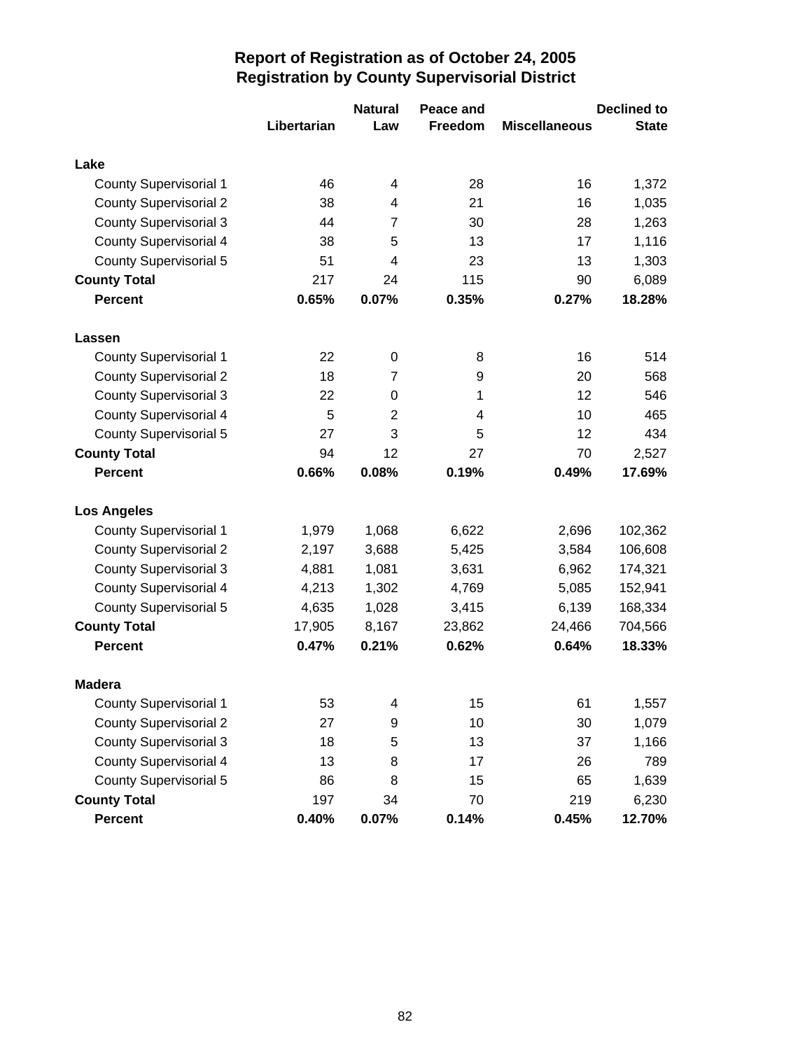# Report of Registration as of October 24, 2005
## Registration by County Supervisorial District

| | Libertarian | Natural Law | Peace and Freedom | Miscellaneous | Declined to State |
|---|---|---|---|---|---|
| **Lake** | | | | | |
| County Supervisorial 1 | 46 | 4 | 28 | 16 | 1,372 |
| County Supervisorial 2 | 38 | 4 | 21 | 16 | 1,035 |
| County Supervisorial 3 | 44 | 7 | 30 | 28 | 1,263 |
| County Supervisorial 4 | 38 | 5 | 13 | 17 | 1,116 |
| County Supervisorial 5 | 51 | 4 | 23 | 13 | 1,303 |
| **County Total** | 217 | 24 | 115 | 90 | 6,089 |
| **Percent** | **0.65%** | **0.07%** | **0.35%** | **0.27%** | **18.28%** |
| **Lassen** | | | | | |
| County Supervisorial 1 | 22 | 0 | 8 | 16 | 514 |
| County Supervisorial 2 | 18 | 7 | 9 | 20 | 568 |
| County Supervisorial 3 | 22 | 0 | 1 | 12 | 546 |
| County Supervisorial 4 | 5 | 2 | 4 | 10 | 465 |
| County Supervisorial 5 | 27 | 3 | 5 | 12 | 434 |
| **County Total** | 94 | 12 | 27 | 70 | 2,527 |
| **Percent** | **0.66%** | **0.08%** | **0.19%** | **0.49%** | **17.69%** |
| **Los Angeles** | | | | | |
| County Supervisorial 1 | 1,979 | 1,068 | 6,622 | 2,696 | 102,362 |
| County Supervisorial 2 | 2,197 | 3,688 | 5,425 | 3,584 | 106,608 |
| County Supervisorial 3 | 4,881 | 1,081 | 3,631 | 6,962 | 174,321 |
| County Supervisorial 4 | 4,213 | 1,302 | 4,769 | 5,085 | 152,941 |
| County Supervisorial 5 | 4,635 | 1,028 | 3,415 | 6,139 | 168,334 |
| **County Total** | 17,905 | 8,167 | 23,862 | 24,466 | 704,566 |
| **Percent** | **0.47%** | **0.21%** | **0.62%** | **0.64%** | **18.33%** |
| **Madera** | | | | | |
| County Supervisorial 1 | 53 | 4 | 15 | 61 | 1,557 |
| County Supervisorial 2 | 27 | 9 | 10 | 30 | 1,079 |
| County Supervisorial 3 | 18 | 5 | 13 | 37 | 1,166 |
| County Supervisorial 4 | 13 | 8 | 17 | 26 | 789 |
| County Supervisorial 5 | 86 | 8 | 15 | 65 | 1,639 |
| **County Total** | 197 | 34 | 70 | 219 | 6,230 |
| **Percent** | **0.40%** | **0.07%** | **0.14%** | **0.45%** | **12.70%** |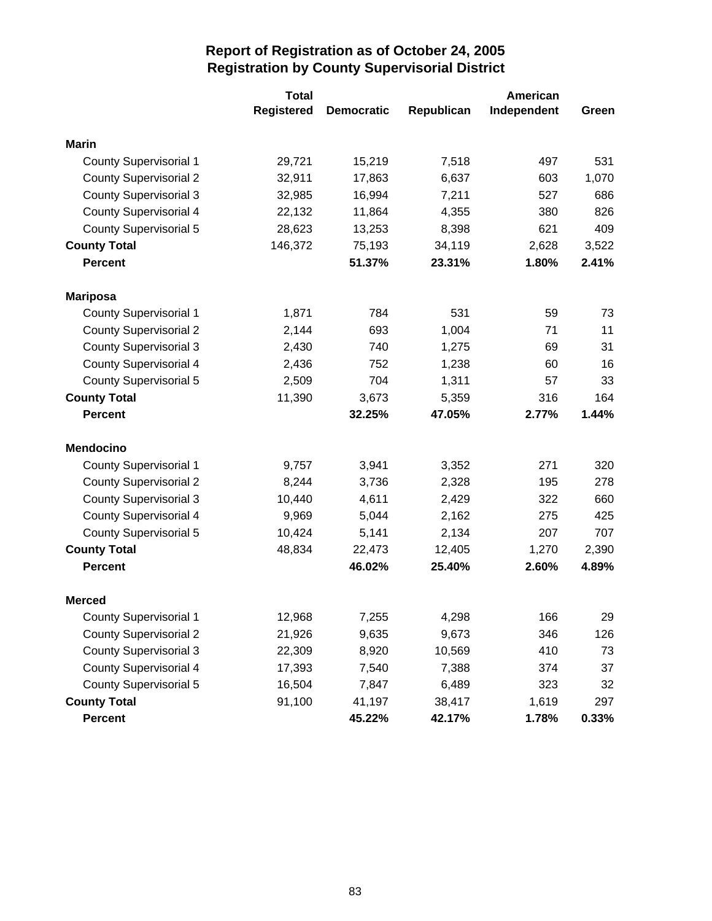# Report of Registration as of October 24, 2005
## Registration by County Supervisorial District

| | Total Registered | Democratic | Republican | American Independent | Green |
|---|---|---|---|---|---|
| **Marin** | | | | | |
| County Supervisorial 1 | 29,721 | 15,219 | 7,518 | 497 | 531 |
| County Supervisorial 2 | 32,911 | 17,863 | 6,637 | 603 | 1,070 |
| County Supervisorial 3 | 32,985 | 16,994 | 7,211 | 527 | 686 |
| County Supervisorial 4 | 22,132 | 11,864 | 4,355 | 380 | 826 |
| County Supervisorial 5 | 28,623 | 13,253 | 8,398 | 621 | 409 |
| **County Total** | 146,372 | 75,193 | 34,119 | 2,628 | 3,522 |
| **Percent** | | **51.37%** | **23.31%** | **1.80%** | **2.41%** |
| **Mariposa** | | | | | |
| County Supervisorial 1 | 1,871 | 784 | 531 | 59 | 73 |
| County Supervisorial 2 | 2,144 | 693 | 1,004 | 71 | 11 |
| County Supervisorial 3 | 2,430 | 740 | 1,275 | 69 | 31 |
| County Supervisorial 4 | 2,436 | 752 | 1,238 | 60 | 16 |
| County Supervisorial 5 | 2,509 | 704 | 1,311 | 57 | 33 |
| **County Total** | 11,390 | 3,673 | 5,359 | 316 | 164 |
| **Percent** | | **32.25%** | **47.05%** | **2.77%** | **1.44%** |
| **Mendocino** | | | | | |
| County Supervisorial 1 | 9,757 | 3,941 | 3,352 | 271 | 320 |
| County Supervisorial 2 | 8,244 | 3,736 | 2,328 | 195 | 278 |
| County Supervisorial 3 | 10,440 | 4,611 | 2,429 | 322 | 660 |
| County Supervisorial 4 | 9,969 | 5,044 | 2,162 | 275 | 425 |
| County Supervisorial 5 | 10,424 | 5,141 | 2,134 | 207 | 707 |
| **County Total** | 48,834 | 22,473 | 12,405 | 1,270 | 2,390 |
| **Percent** | | **46.02%** | **25.40%** | **2.60%** | **4.89%** |
| **Merced** | | | | | |
| County Supervisorial 1 | 12,968 | 7,255 | 4,298 | 166 | 29 |
| County Supervisorial 2 | 21,926 | 9,635 | 9,673 | 346 | 126 |
| County Supervisorial 3 | 22,309 | 8,920 | 10,569 | 410 | 73 |
| County Supervisorial 4 | 17,393 | 7,540 | 7,388 | 374 | 37 |
| County Supervisorial 5 | 16,504 | 7,847 | 6,489 | 323 | 32 |
| **County Total** | 91,100 | 41,197 | 38,417 | 1,619 | 297 |
| **Percent** | | **45.22%** | **42.17%** | **1.78%** | **0.33%** |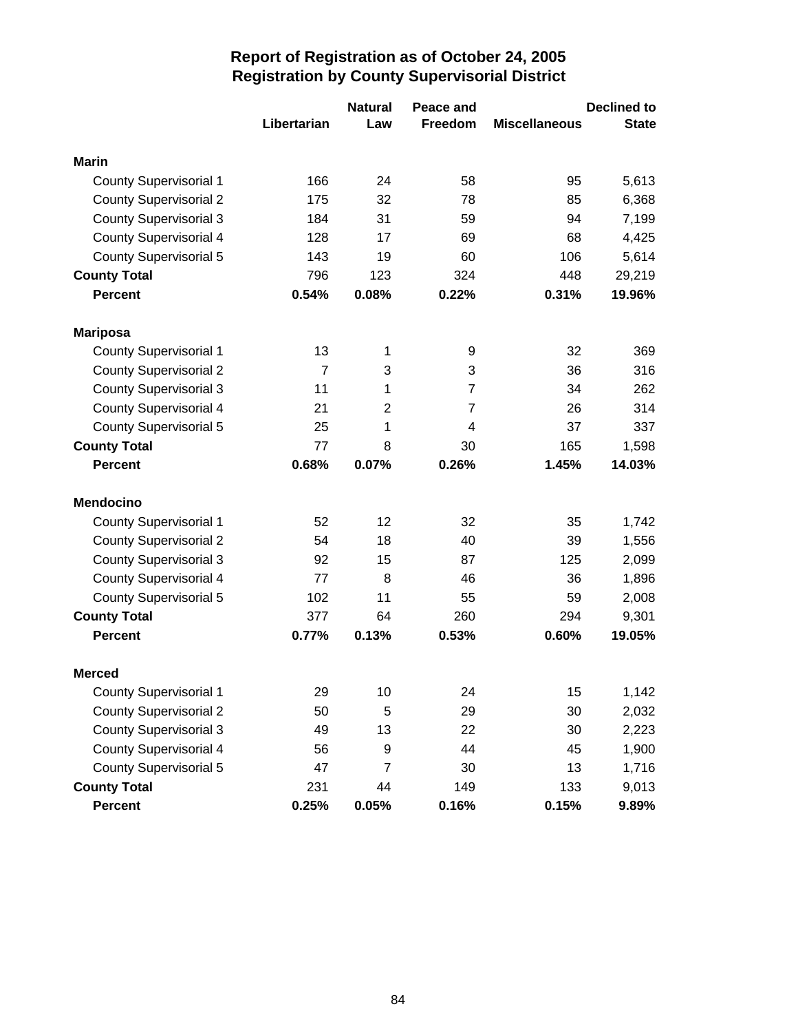# Report of Registration as of October 24, 2005
# Registration by County Supervisorial District

| | Libertarian | Natural Law | Peace and Freedom | Miscellaneous | Declined to State |
|---|---|---|---|---|---|
| **Marin** | | | | | |
| County Supervisorial 1 | 166 | 24 | 58 | 95 | 5,613 |
| County Supervisorial 2 | 175 | 32 | 78 | 85 | 6,368 |
| County Supervisorial 3 | 184 | 31 | 59 | 94 | 7,199 |
| County Supervisorial 4 | 128 | 17 | 69 | 68 | 4,425 |
| County Supervisorial 5 | 143 | 19 | 60 | 106 | 5,614 |
| **County Total** | 796 | 123 | 324 | 448 | 29,219 |
| **Percent** | **0.54%** | **0.08%** | **0.22%** | **0.31%** | **19.96%** |
| **Mariposa** | | | | | |
| County Supervisorial 1 | 13 | 1 | 9 | 32 | 369 |
| County Supervisorial 2 | 7 | 3 | 3 | 36 | 316 |
| County Supervisorial 3 | 11 | 1 | 7 | 34 | 262 |
| County Supervisorial 4 | 21 | 2 | 7 | 26 | 314 |
| County Supervisorial 5 | 25 | 1 | 4 | 37 | 337 |
| **County Total** | 77 | 8 | 30 | 165 | 1,598 |
| **Percent** | **0.68%** | **0.07%** | **0.26%** | **1.45%** | **14.03%** |
| **Mendocino** | | | | | |
| County Supervisorial 1 | 52 | 12 | 32 | 35 | 1,742 |
| County Supervisorial 2 | 54 | 18 | 40 | 39 | 1,556 |
| County Supervisorial 3 | 92 | 15 | 87 | 125 | 2,099 |
| County Supervisorial 4 | 77 | 8 | 46 | 36 | 1,896 |
| County Supervisorial 5 | 102 | 11 | 55 | 59 | 2,008 |
| **County Total** | 377 | 64 | 260 | 294 | 9,301 |
| **Percent** | **0.77%** | **0.13%** | **0.53%** | **0.60%** | **19.05%** |
| **Merced** | | | | | |
| County Supervisorial 1 | 29 | 10 | 24 | 15 | 1,142 |
| County Supervisorial 2 | 50 | 5 | 29 | 30 | 2,032 |
| County Supervisorial 3 | 49 | 13 | 22 | 30 | 2,223 |
| County Supervisorial 4 | 56 | 9 | 44 | 45 | 1,900 |
| County Supervisorial 5 | 47 | 7 | 30 | 13 | 1,716 |
| **County Total** | 231 | 44 | 149 | 133 | 9,013 |
| **Percent** | **0.25%** | **0.05%** | **0.16%** | **0.15%** | **9.89%** |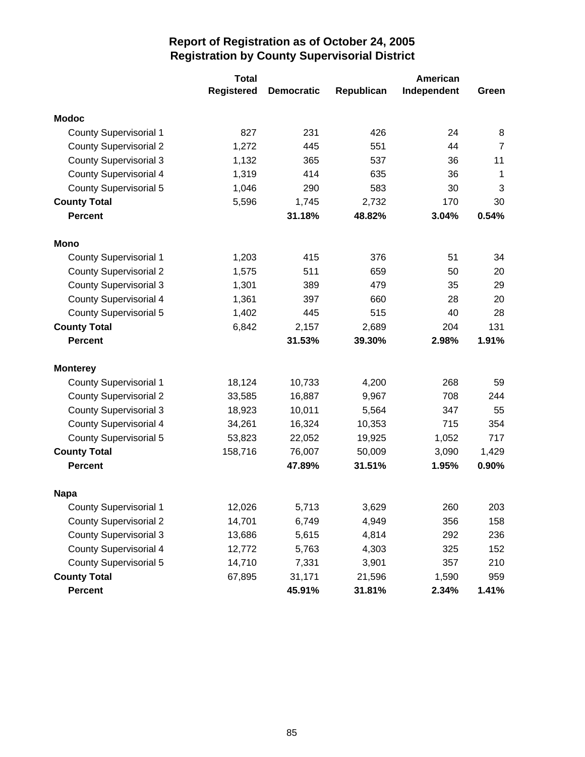# Report of Registration as of October 24, 2005
## Registration by County Supervisorial District

| | Total Registered | Democratic | Republican | American Independent | Green |
|---|---|---|---|---|---|
| **Modoc** | | | | | |
| County Supervisorial 1 | 827 | 231 | 426 | 24 | 8 |
| County Supervisorial 2 | 1,272 | 445 | 551 | 44 | 7 |
| County Supervisorial 3 | 1,132 | 365 | 537 | 36 | 11 |
| County Supervisorial 4 | 1,319 | 414 | 635 | 36 | 1 |
| County Supervisorial 5 | 1,046 | 290 | 583 | 30 | 3 |
| **County Total** | 5,596 | 1,745 | 2,732 | 170 | 30 |
| **Percent** | | **31.18%** | **48.82%** | **3.04%** | **0.54%** |
| **Mono** | | | | | |
| County Supervisorial 1 | 1,203 | 415 | 376 | 51 | 34 |
| County Supervisorial 2 | 1,575 | 511 | 659 | 50 | 20 |
| County Supervisorial 3 | 1,301 | 389 | 479 | 35 | 29 |
| County Supervisorial 4 | 1,361 | 397 | 660 | 28 | 20 |
| County Supervisorial 5 | 1,402 | 445 | 515 | 40 | 28 |
| **County Total** | 6,842 | 2,157 | 2,689 | 204 | 131 |
| **Percent** | | **31.53%** | **39.30%** | **2.98%** | **1.91%** |
| **Monterey** | | | | | |
| County Supervisorial 1 | 18,124 | 10,733 | 4,200 | 268 | 59 |
| County Supervisorial 2 | 33,585 | 16,887 | 9,967 | 708 | 244 |
| County Supervisorial 3 | 18,923 | 10,011 | 5,564 | 347 | 55 |
| County Supervisorial 4 | 34,261 | 16,324 | 10,353 | 715 | 354 |
| County Supervisorial 5 | 53,823 | 22,052 | 19,925 | 1,052 | 717 |
| **County Total** | 158,716 | 76,007 | 50,009 | 3,090 | 1,429 |
| **Percent** | | **47.89%** | **31.51%** | **1.95%** | **0.90%** |
| **Napa** | | | | | |
| County Supervisorial 1 | 12,026 | 5,713 | 3,629 | 260 | 203 |
| County Supervisorial 2 | 14,701 | 6,749 | 4,949 | 356 | 158 |
| County Supervisorial 3 | 13,686 | 5,615 | 4,814 | 292 | 236 |
| County Supervisorial 4 | 12,772 | 5,763 | 4,303 | 325 | 152 |
| County Supervisorial 5 | 14,710 | 7,331 | 3,901 | 357 | 210 |
| **County Total** | 67,895 | 31,171 | 21,596 | 1,590 | 959 |
| **Percent** | | **45.91%** | **31.81%** | **2.34%** | **1.41%** |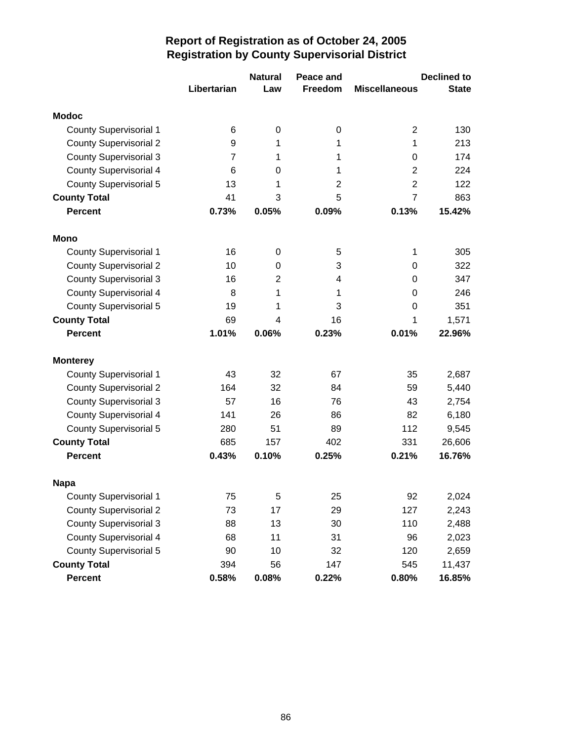# Report of Registration as of October 24, 2005
## Registration by County Supervisorial District

| | Libertarian | Natural Law | Peace and Freedom | Miscellaneous | Declined to State |
|---|---|---|---|---|---|
| **Modoc** | | | | | |
| County Supervisorial 1 | 6 | 0 | 0 | 2 | 130 |
| County Supervisorial 2 | 9 | 1 | 1 | 1 | 213 |
| County Supervisorial 3 | 7 | 1 | 1 | 0 | 174 |
| County Supervisorial 4 | 6 | 0 | 1 | 2 | 224 |
| County Supervisorial 5 | 13 | 1 | 2 | 2 | 122 |
| **County Total** | 41 | 3 | 5 | 7 | 863 |
| **Percent** | **0.73%** | **0.05%** | **0.09%** | **0.13%** | **15.42%** |
| **Mono** | | | | | |
| County Supervisorial 1 | 16 | 0 | 5 | 1 | 305 |
| County Supervisorial 2 | 10 | 0 | 3 | 0 | 322 |
| County Supervisorial 3 | 16 | 2 | 4 | 0 | 347 |
| County Supervisorial 4 | 8 | 1 | 1 | 0 | 246 |
| County Supervisorial 5 | 19 | 1 | 3 | 0 | 351 |
| **County Total** | 69 | 4 | 16 | 1 | 1,571 |
| **Percent** | **1.01%** | **0.06%** | **0.23%** | **0.01%** | **22.96%** |
| **Monterey** | | | | | |
| County Supervisorial 1 | 43 | 32 | 67 | 35 | 2,687 |
| County Supervisorial 2 | 164 | 32 | 84 | 59 | 5,440 |
| County Supervisorial 3 | 57 | 16 | 76 | 43 | 2,754 |
| County Supervisorial 4 | 141 | 26 | 86 | 82 | 6,180 |
| County Supervisorial 5 | 280 | 51 | 89 | 112 | 9,545 |
| **County Total** | 685 | 157 | 402 | 331 | 26,606 |
| **Percent** | **0.43%** | **0.10%** | **0.25%** | **0.21%** | **16.76%** |
| **Napa** | | | | | |
| County Supervisorial 1 | 75 | 5 | 25 | 92 | 2,024 |
| County Supervisorial 2 | 73 | 17 | 29 | 127 | 2,243 |
| County Supervisorial 3 | 88 | 13 | 30 | 110 | 2,488 |
| County Supervisorial 4 | 68 | 11 | 31 | 96 | 2,023 |
| County Supervisorial 5 | 90 | 10 | 32 | 120 | 2,659 |
| **County Total** | 394 | 56 | 147 | 545 | 11,437 |
| **Percent** | **0.58%** | **0.08%** | **0.22%** | **0.80%** | **16.85%** |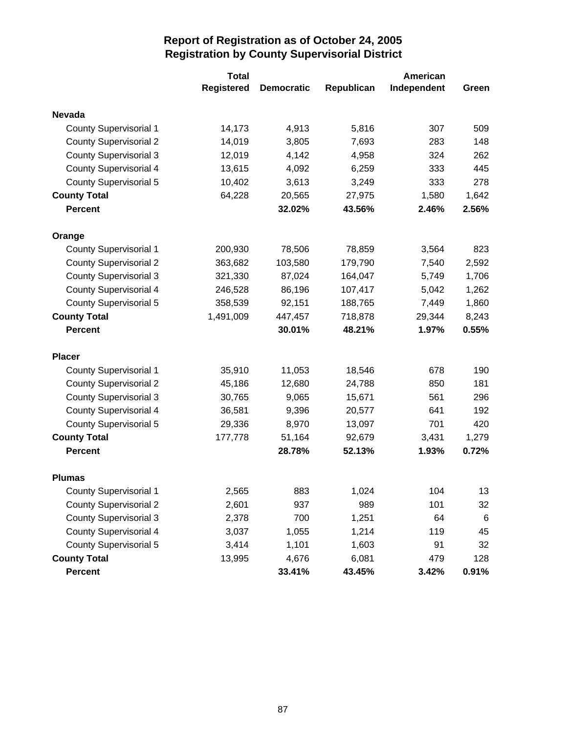# Report of Registration as of October 24, 2005
## Registration by County Supervisorial District

| | Total Registered | Democratic | Republican | American Independent | Green |
|---|---|---|---|---|---|
| **Nevada** | | | | | |
| County Supervisorial 1 | 14,173 | 4,913 | 5,816 | 307 | 509 |
| County Supervisorial 2 | 14,019 | 3,805 | 7,693 | 283 | 148 |
| County Supervisorial 3 | 12,019 | 4,142 | 4,958 | 324 | 262 |
| County Supervisorial 4 | 13,615 | 4,092 | 6,259 | 333 | 445 |
| County Supervisorial 5 | 10,402 | 3,613 | 3,249 | 333 | 278 |
| **County Total** | 64,228 | 20,565 | 27,975 | 1,580 | 1,642 |
| **Percent** | | **32.02%** | **43.56%** | **2.46%** | **2.56%** |
| **Orange** | | | | | |
| County Supervisorial 1 | 200,930 | 78,506 | 78,859 | 3,564 | 823 |
| County Supervisorial 2 | 363,682 | 103,580 | 179,790 | 7,540 | 2,592 |
| County Supervisorial 3 | 321,330 | 87,024 | 164,047 | 5,749 | 1,706 |
| County Supervisorial 4 | 246,528 | 86,196 | 107,417 | 5,042 | 1,262 |
| County Supervisorial 5 | 358,539 | 92,151 | 188,765 | 7,449 | 1,860 |
| **County Total** | 1,491,009 | 447,457 | 718,878 | 29,344 | 8,243 |
| **Percent** | | **30.01%** | **48.21%** | **1.97%** | **0.55%** |
| **Placer** | | | | | |
| County Supervisorial 1 | 35,910 | 11,053 | 18,546 | 678 | 190 |
| County Supervisorial 2 | 45,186 | 12,680 | 24,788 | 850 | 181 |
| County Supervisorial 3 | 30,765 | 9,065 | 15,671 | 561 | 296 |
| County Supervisorial 4 | 36,581 | 9,396 | 20,577 | 641 | 192 |
| County Supervisorial 5 | 29,336 | 8,970 | 13,097 | 701 | 420 |
| **County Total** | 177,778 | 51,164 | 92,679 | 3,431 | 1,279 |
| **Percent** | | **28.78%** | **52.13%** | **1.93%** | **0.72%** |
| **Plumas** | | | | | |
| County Supervisorial 1 | 2,565 | 883 | 1,024 | 104 | 13 |
| County Supervisorial 2 | 2,601 | 937 | 989 | 101 | 32 |
| County Supervisorial 3 | 2,378 | 700 | 1,251 | 64 | 6 |
| County Supervisorial 4 | 3,037 | 1,055 | 1,214 | 119 | 45 |
| County Supervisorial 5 | 3,414 | 1,101 | 1,603 | 91 | 32 |
| **County Total** | 13,995 | 4,676 | 6,081 | 479 | 128 |
| **Percent** | | **33.41%** | **43.45%** | **3.42%** | **0.91%** |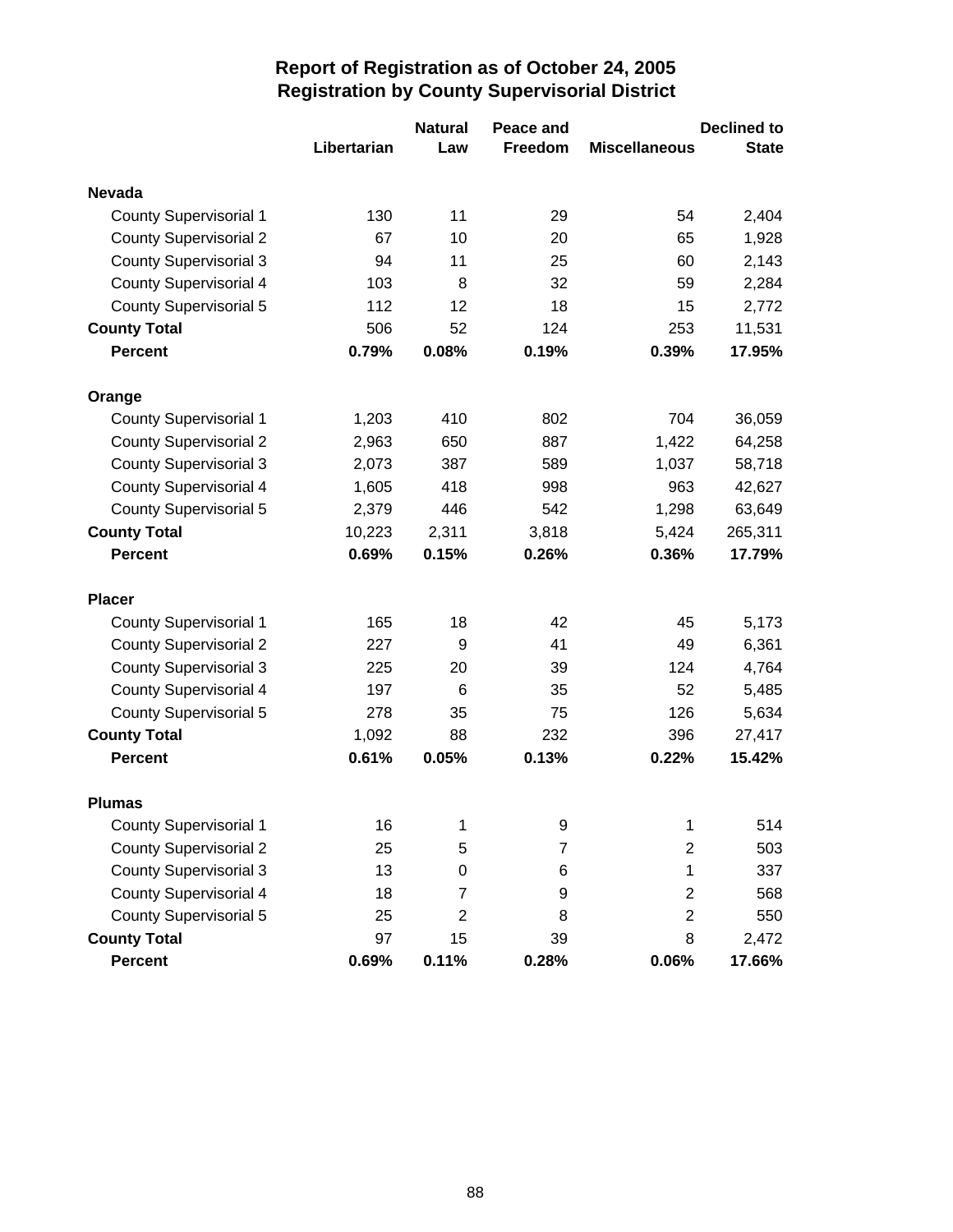# Report of Registration as of October 24, 2005
## Registration by County Supervisorial District

| | Libertarian | Natural Law | Peace and Freedom | Miscellaneous | Declined to State |
|---|---|---|---|---|---|
| **Nevada** | | | | | |
| County Supervisorial 1 | 130 | 11 | 29 | 54 | 2,404 |
| County Supervisorial 2 | 67 | 10 | 20 | 65 | 1,928 |
| County Supervisorial 3 | 94 | 11 | 25 | 60 | 2,143 |
| County Supervisorial 4 | 103 | 8 | 32 | 59 | 2,284 |
| County Supervisorial 5 | 112 | 12 | 18 | 15 | 2,772 |
| **County Total** | 506 | 52 | 124 | 253 | 11,531 |
| **Percent** | **0.79%** | **0.08%** | **0.19%** | **0.39%** | **17.95%** |
| **Orange** | | | | | |
| County Supervisorial 1 | 1,203 | 410 | 802 | 704 | 36,059 |
| County Supervisorial 2 | 2,963 | 650 | 887 | 1,422 | 64,258 |
| County Supervisorial 3 | 2,073 | 387 | 589 | 1,037 | 58,718 |
| County Supervisorial 4 | 1,605 | 418 | 998 | 963 | 42,627 |
| County Supervisorial 5 | 2,379 | 446 | 542 | 1,298 | 63,649 |
| **County Total** | 10,223 | 2,311 | 3,818 | 5,424 | 265,311 |
| **Percent** | **0.69%** | **0.15%** | **0.26%** | **0.36%** | **17.79%** |
| **Placer** | | | | | |
| County Supervisorial 1 | 165 | 18 | 42 | 45 | 5,173 |
| County Supervisorial 2 | 227 | 9 | 41 | 49 | 6,361 |
| County Supervisorial 3 | 225 | 20 | 39 | 124 | 4,764 |
| County Supervisorial 4 | 197 | 6 | 35 | 52 | 5,485 |
| County Supervisorial 5 | 278 | 35 | 75 | 126 | 5,634 |
| **County Total** | 1,092 | 88 | 232 | 396 | 27,417 |
| **Percent** | **0.61%** | **0.05%** | **0.13%** | **0.22%** | **15.42%** |
| **Plumas** | | | | | |
| County Supervisorial 1 | 16 | 1 | 9 | 1 | 514 |
| County Supervisorial 2 | 25 | 5 | 7 | 2 | 503 |
| County Supervisorial 3 | 13 | 0 | 6 | 1 | 337 |
| County Supervisorial 4 | 18 | 7 | 9 | 2 | 568 |
| County Supervisorial 5 | 25 | 2 | 8 | 2 | 550 |
| **County Total** | 97 | 15 | 39 | 8 | 2,472 |
| **Percent** | **0.69%** | **0.11%** | **0.28%** | **0.06%** | **17.66%** |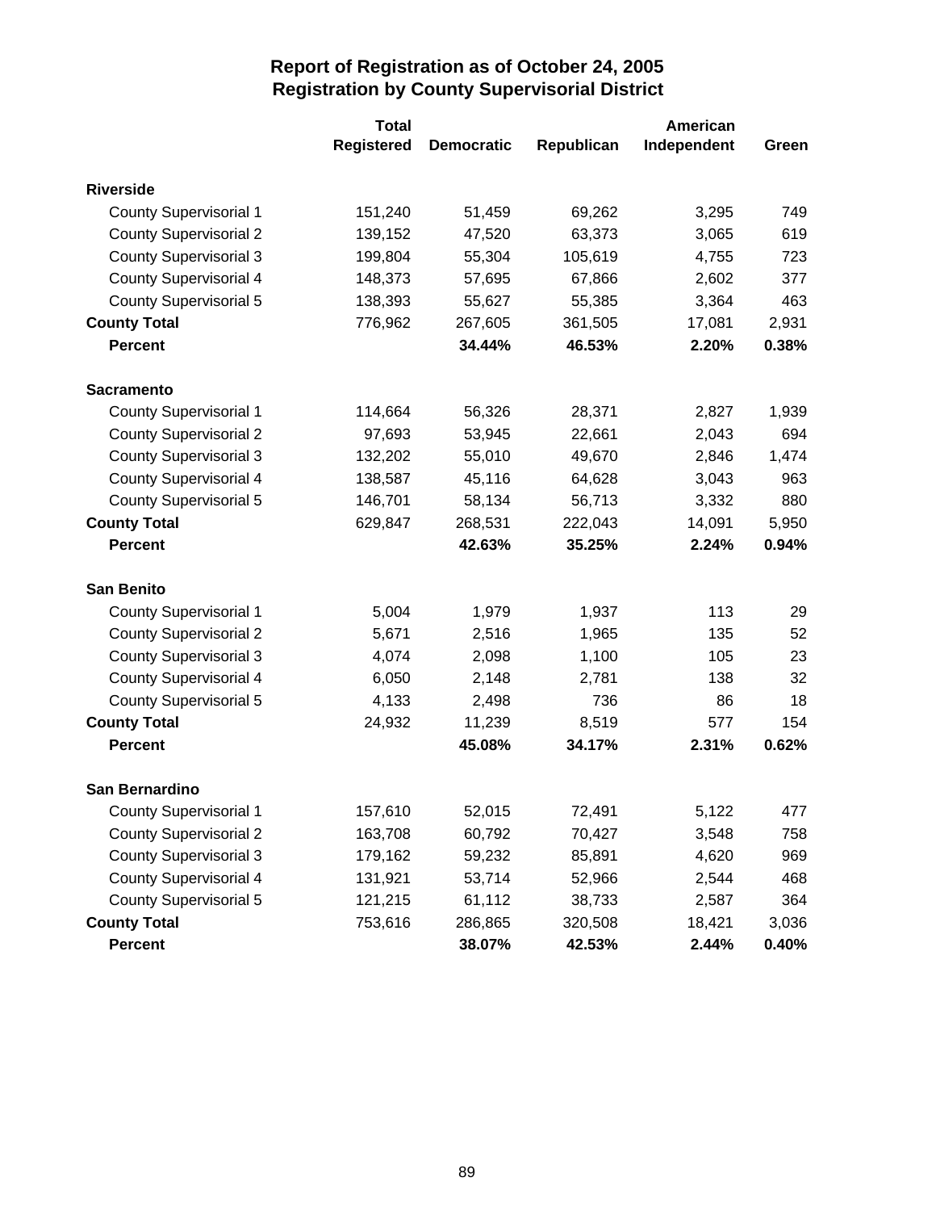# Report of Registration as of October 24, 2005
## Registration by County Supervisorial District

| | Total Registered | Democratic | Republican | American Independent | Green |
|---|---|---|---|---|---|
| **Riverside** | | | | | |
| County Supervisorial 1 | 151,240 | 51,459 | 69,262 | 3,295 | 749 |
| County Supervisorial 2 | 139,152 | 47,520 | 63,373 | 3,065 | 619 |
| County Supervisorial 3 | 199,804 | 55,304 | 105,619 | 4,755 | 723 |
| County Supervisorial 4 | 148,373 | 57,695 | 67,866 | 2,602 | 377 |
| County Supervisorial 5 | 138,393 | 55,627 | 55,385 | 3,364 | 463 |
| **County Total** | 776,962 | 267,605 | 361,505 | 17,081 | 2,931 |
| **Percent** | | **34.44%** | **46.53%** | **2.20%** | **0.38%** |
| **Sacramento** | | | | | |
| County Supervisorial 1 | 114,664 | 56,326 | 28,371 | 2,827 | 1,939 |
| County Supervisorial 2 | 97,693 | 53,945 | 22,661 | 2,043 | 694 |
| County Supervisorial 3 | 132,202 | 55,010 | 49,670 | 2,846 | 1,474 |
| County Supervisorial 4 | 138,587 | 45,116 | 64,628 | 3,043 | 963 |
| County Supervisorial 5 | 146,701 | 58,134 | 56,713 | 3,332 | 880 |
| **County Total** | 629,847 | 268,531 | 222,043 | 14,091 | 5,950 |
| **Percent** | | **42.63%** | **35.25%** | **2.24%** | **0.94%** |
| **San Benito** | | | | | |
| County Supervisorial 1 | 5,004 | 1,979 | 1,937 | 113 | 29 |
| County Supervisorial 2 | 5,671 | 2,516 | 1,965 | 135 | 52 |
| County Supervisorial 3 | 4,074 | 2,098 | 1,100 | 105 | 23 |
| County Supervisorial 4 | 6,050 | 2,148 | 2,781 | 138 | 32 |
| County Supervisorial 5 | 4,133 | 2,498 | 736 | 86 | 18 |
| **County Total** | 24,932 | 11,239 | 8,519 | 577 | 154 |
| **Percent** | | **45.08%** | **34.17%** | **2.31%** | **0.62%** |
| **San Bernardino** | | | | | |
| County Supervisorial 1 | 157,610 | 52,015 | 72,491 | 5,122 | 477 |
| County Supervisorial 2 | 163,708 | 60,792 | 70,427 | 3,548 | 758 |
| County Supervisorial 3 | 179,162 | 59,232 | 85,891 | 4,620 | 969 |
| County Supervisorial 4 | 131,921 | 53,714 | 52,966 | 2,544 | 468 |
| County Supervisorial 5 | 121,215 | 61,112 | 38,733 | 2,587 | 364 |
| **County Total** | 753,616 | 286,865 | 320,508 | 18,421 | 3,036 |
| **Percent** | | **38.07%** | **42.53%** | **2.44%** | **0.40%** |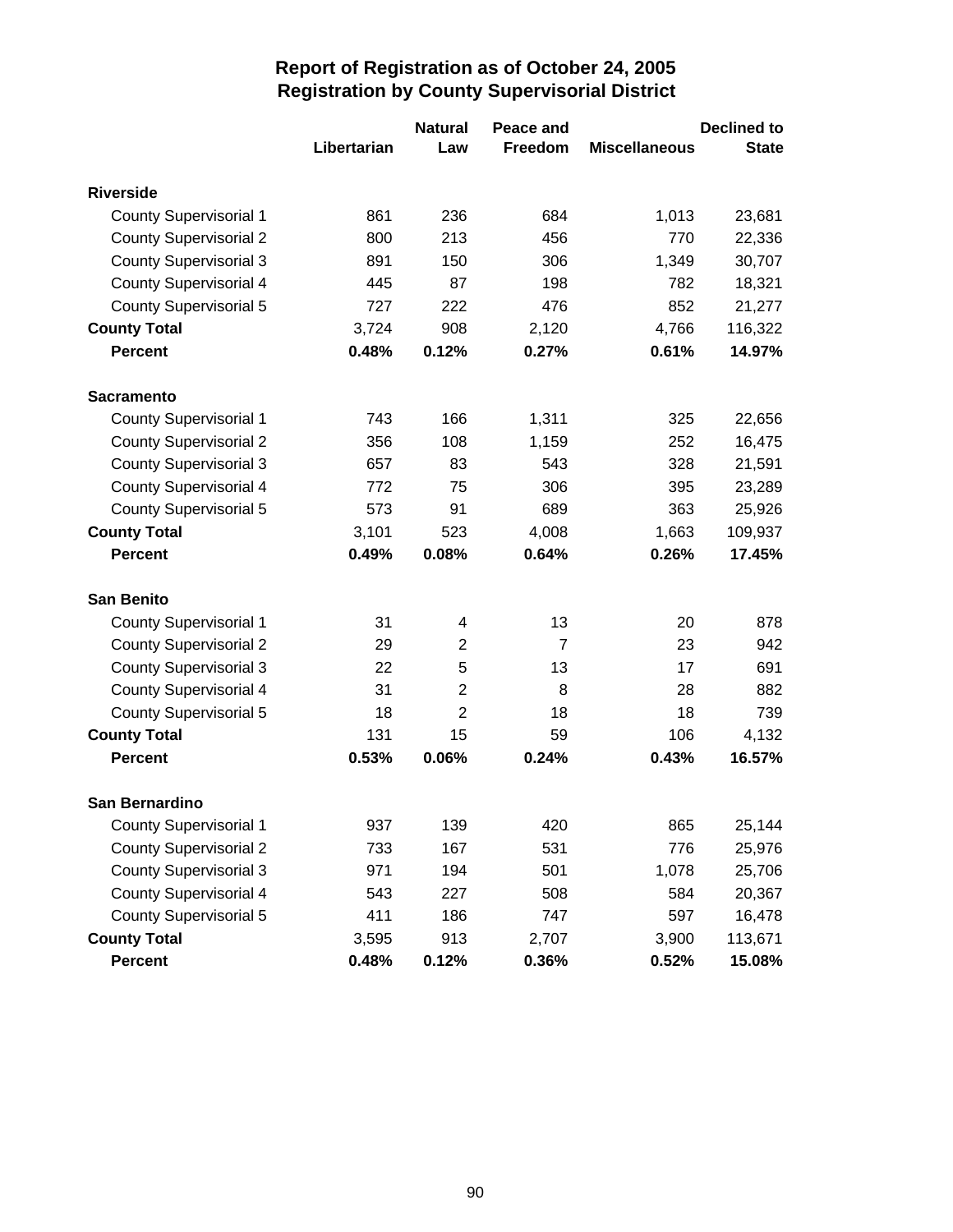# Report of Registration as of October 24, 2005
## Registration by County Supervisorial District

| | Libertarian | Natural Law | Peace and Freedom | Miscellaneous | Declined to State |
|---|---|---|---|---|---|
| **Riverside** | | | | | |
| County Supervisorial 1 | 861 | 236 | 684 | 1,013 | 23,681 |
| County Supervisorial 2 | 800 | 213 | 456 | 770 | 22,336 |
| County Supervisorial 3 | 891 | 150 | 306 | 1,349 | 30,707 |
| County Supervisorial 4 | 445 | 87 | 198 | 782 | 18,321 |
| County Supervisorial 5 | 727 | 222 | 476 | 852 | 21,277 |
| **County Total** | 3,724 | 908 | 2,120 | 4,766 | 116,322 |
| **Percent** | **0.48%** | **0.12%** | **0.27%** | **0.61%** | **14.97%** |
| **Sacramento** | | | | | |
| County Supervisorial 1 | 743 | 166 | 1,311 | 325 | 22,656 |
| County Supervisorial 2 | 356 | 108 | 1,159 | 252 | 16,475 |
| County Supervisorial 3 | 657 | 83 | 543 | 328 | 21,591 |
| County Supervisorial 4 | 772 | 75 | 306 | 395 | 23,289 |
| County Supervisorial 5 | 573 | 91 | 689 | 363 | 25,926 |
| **County Total** | 3,101 | 523 | 4,008 | 1,663 | 109,937 |
| **Percent** | **0.49%** | **0.08%** | **0.64%** | **0.26%** | **17.45%** |
| **San Benito** | | | | | |
| County Supervisorial 1 | 31 | 4 | 13 | 20 | 878 |
| County Supervisorial 2 | 29 | 2 | 7 | 23 | 942 |
| County Supervisorial 3 | 22 | 5 | 13 | 17 | 691 |
| County Supervisorial 4 | 31 | 2 | 8 | 28 | 882 |
| County Supervisorial 5 | 18 | 2 | 18 | 18 | 739 |
| **County Total** | 131 | 15 | 59 | 106 | 4,132 |
| **Percent** | **0.53%** | **0.06%** | **0.24%** | **0.43%** | **16.57%** |
| **San Bernardino** | | | | | |
| County Supervisorial 1 | 937 | 139 | 420 | 865 | 25,144 |
| County Supervisorial 2 | 733 | 167 | 531 | 776 | 25,976 |
| County Supervisorial 3 | 971 | 194 | 501 | 1,078 | 25,706 |
| County Supervisorial 4 | 543 | 227 | 508 | 584 | 20,367 |
| County Supervisorial 5 | 411 | 186 | 747 | 597 | 16,478 |
| **County Total** | 3,595 | 913 | 2,707 | 3,900 | 113,671 |
| **Percent** | **0.48%** | **0.12%** | **0.36%** | **0.52%** | **15.08%** |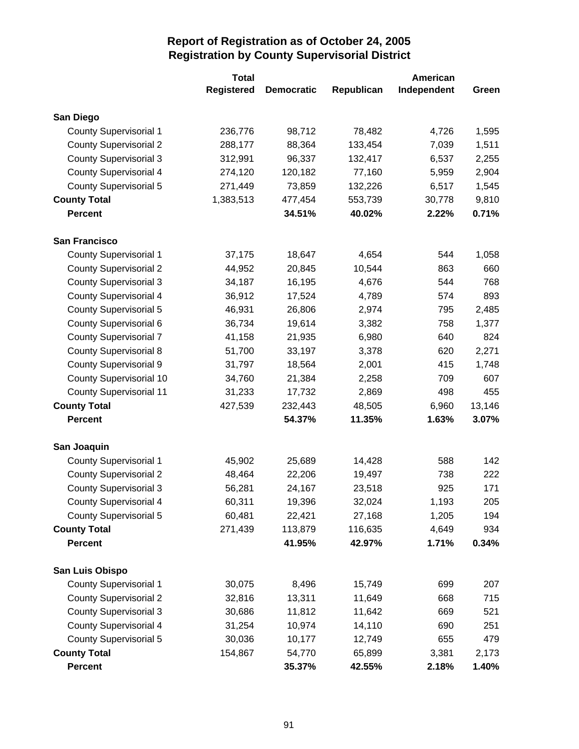# Report of Registration as of October 24, 2005
## Registration by County Supervisorial District

| | Total Registered | Democratic | Republican | American Independent | Green |
|---|---|---|---|---|---|
| **San Diego** | | | | | |
| County Supervisorial 1 | 236,776 | 98,712 | 78,482 | 4,726 | 1,595 |
| County Supervisorial 2 | 288,177 | 88,364 | 133,454 | 7,039 | 1,511 |
| County Supervisorial 3 | 312,991 | 96,337 | 132,417 | 6,537 | 2,255 |
| County Supervisorial 4 | 274,120 | 120,182 | 77,160 | 5,959 | 2,904 |
| County Supervisorial 5 | 271,449 | 73,859 | 132,226 | 6,517 | 1,545 |
| **County Total** | 1,383,513 | 477,454 | 553,739 | 30,778 | 9,810 |
| **Percent** | | **34.51%** | **40.02%** | **2.22%** | **0.71%** |
| **San Francisco** | | | | | |
| County Supervisorial 1 | 37,175 | 18,647 | 4,654 | 544 | 1,058 |
| County Supervisorial 2 | 44,952 | 20,845 | 10,544 | 863 | 660 |
| County Supervisorial 3 | 34,187 | 16,195 | 4,676 | 544 | 768 |
| County Supervisorial 4 | 36,912 | 17,524 | 4,789 | 574 | 893 |
| County Supervisorial 5 | 46,931 | 26,806 | 2,974 | 795 | 2,485 |
| County Supervisorial 6 | 36,734 | 19,614 | 3,382 | 758 | 1,377 |
| County Supervisorial 7 | 41,158 | 21,935 | 6,980 | 640 | 824 |
| County Supervisorial 8 | 51,700 | 33,197 | 3,378 | 620 | 2,271 |
| County Supervisorial 9 | 31,797 | 18,564 | 2,001 | 415 | 1,748 |
| County Supervisorial 10 | 34,760 | 21,384 | 2,258 | 709 | 607 |
| County Supervisorial 11 | 31,233 | 17,732 | 2,869 | 498 | 455 |
| **County Total** | 427,539 | 232,443 | 48,505 | 6,960 | 13,146 |
| **Percent** | | **54.37%** | **11.35%** | **1.63%** | **3.07%** |
| **San Joaquin** | | | | | |
| County Supervisorial 1 | 45,902 | 25,689 | 14,428 | 588 | 142 |
| County Supervisorial 2 | 48,464 | 22,206 | 19,497 | 738 | 222 |
| County Supervisorial 3 | 56,281 | 24,167 | 23,518 | 925 | 171 |
| County Supervisorial 4 | 60,311 | 19,396 | 32,024 | 1,193 | 205 |
| County Supervisorial 5 | 60,481 | 22,421 | 27,168 | 1,205 | 194 |
| **County Total** | 271,439 | 113,879 | 116,635 | 4,649 | 934 |
| **Percent** | | **41.95%** | **42.97%** | **1.71%** | **0.34%** |
| **San Luis Obispo** | | | | | |
| County Supervisorial 1 | 30,075 | 8,496 | 15,749 | 699 | 207 |
| County Supervisorial 2 | 32,816 | 13,311 | 11,649 | 668 | 715 |
| County Supervisorial 3 | 30,686 | 11,812 | 11,642 | 669 | 521 |
| County Supervisorial 4 | 31,254 | 10,974 | 14,110 | 690 | 251 |
| County Supervisorial 5 | 30,036 | 10,177 | 12,749 | 655 | 479 |
| **County Total** | 154,867 | 54,770 | 65,899 | 3,381 | 2,173 |
| **Percent** | | **35.37%** | **42.55%** | **2.18%** | **1.40%** |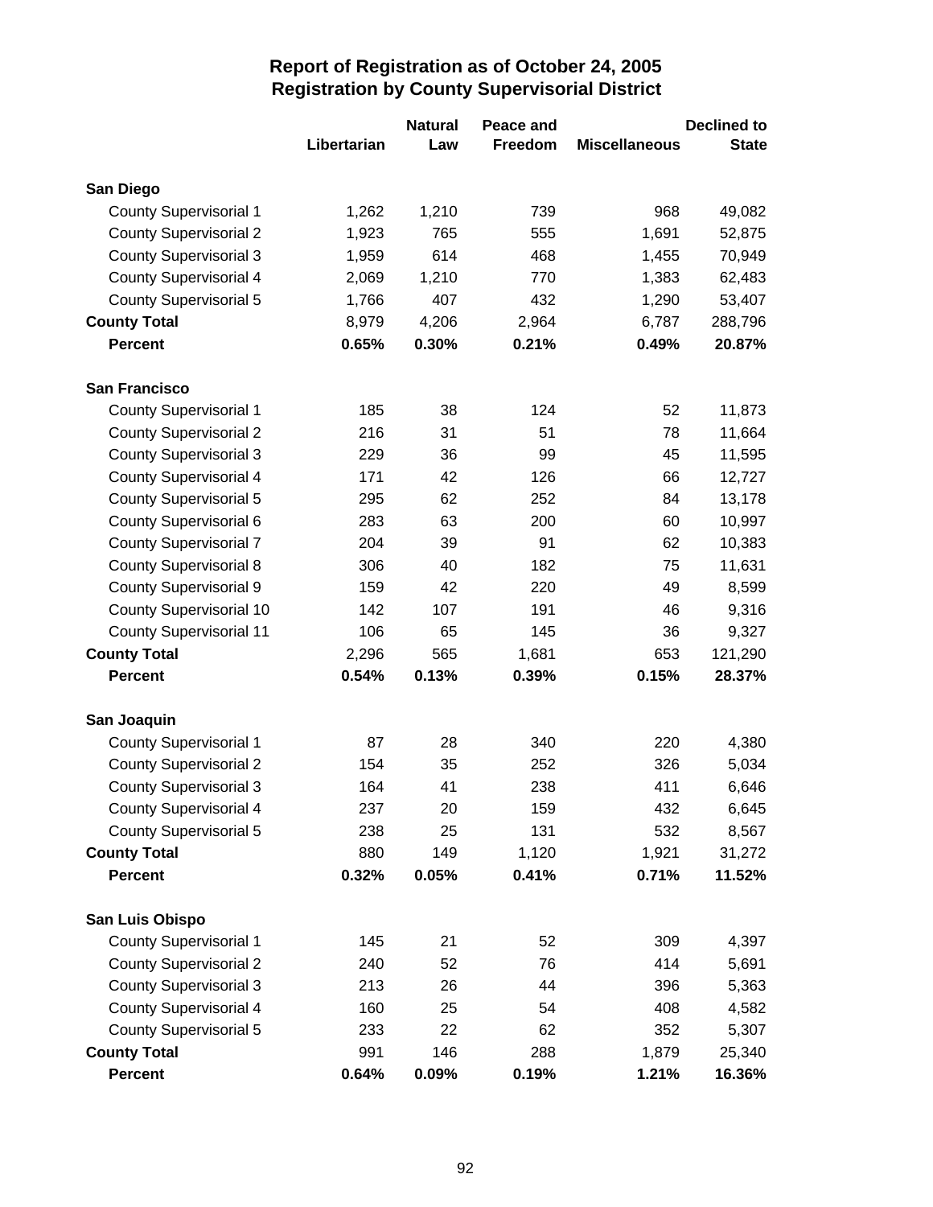# Report of Registration as of October 24, 2005
## Registration by County Supervisorial District

| | Libertarian | Natural Law | Peace and Freedom | Miscellaneous | Declined to State |
|---|---|---|---|---|---|
| **San Diego** | | | | | |
| County Supervisorial 1 | 1,262 | 1,210 | 739 | 968 | 49,082 |
| County Supervisorial 2 | 1,923 | 765 | 555 | 1,691 | 52,875 |
| County Supervisorial 3 | 1,959 | 614 | 468 | 1,455 | 70,949 |
| County Supervisorial 4 | 2,069 | 1,210 | 770 | 1,383 | 62,483 |
| County Supervisorial 5 | 1,766 | 407 | 432 | 1,290 | 53,407 |
| **County Total** | 8,979 | 4,206 | 2,964 | 6,787 | 288,796 |
| **Percent** | **0.65%** | **0.30%** | **0.21%** | **0.49%** | **20.87%** |
| **San Francisco** | | | | | |
| County Supervisorial 1 | 185 | 38 | 124 | 52 | 11,873 |
| County Supervisorial 2 | 216 | 31 | 51 | 78 | 11,664 |
| County Supervisorial 3 | 229 | 36 | 99 | 45 | 11,595 |
| County Supervisorial 4 | 171 | 42 | 126 | 66 | 12,727 |
| County Supervisorial 5 | 295 | 62 | 252 | 84 | 13,178 |
| County Supervisorial 6 | 283 | 63 | 200 | 60 | 10,997 |
| County Supervisorial 7 | 204 | 39 | 91 | 62 | 10,383 |
| County Supervisorial 8 | 306 | 40 | 182 | 75 | 11,631 |
| County Supervisorial 9 | 159 | 42 | 220 | 49 | 8,599 |
| County Supervisorial 10 | 142 | 107 | 191 | 46 | 9,316 |
| County Supervisorial 11 | 106 | 65 | 145 | 36 | 9,327 |
| **County Total** | 2,296 | 565 | 1,681 | 653 | 121,290 |
| **Percent** | **0.54%** | **0.13%** | **0.39%** | **0.15%** | **28.37%** |
| **San Joaquin** | | | | | |
| County Supervisorial 1 | 87 | 28 | 340 | 220 | 4,380 |
| County Supervisorial 2 | 154 | 35 | 252 | 326 | 5,034 |
| County Supervisorial 3 | 164 | 41 | 238 | 411 | 6,646 |
| County Supervisorial 4 | 237 | 20 | 159 | 432 | 6,645 |
| County Supervisorial 5 | 238 | 25 | 131 | 532 | 8,567 |
| **County Total** | 880 | 149 | 1,120 | 1,921 | 31,272 |
| **Percent** | **0.32%** | **0.05%** | **0.41%** | **0.71%** | **11.52%** |
| **San Luis Obispo** | | | | | |
| County Supervisorial 1 | 145 | 21 | 52 | 309 | 4,397 |
| County Supervisorial 2 | 240 | 52 | 76 | 414 | 5,691 |
| County Supervisorial 3 | 213 | 26 | 44 | 396 | 5,363 |
| County Supervisorial 4 | 160 | 25 | 54 | 408 | 4,582 |
| County Supervisorial 5 | 233 | 22 | 62 | 352 | 5,307 |
| **County Total** | 991 | 146 | 288 | 1,879 | 25,340 |
| **Percent** | **0.64%** | **0.09%** | **0.19%** | **1.21%** | **16.36%** |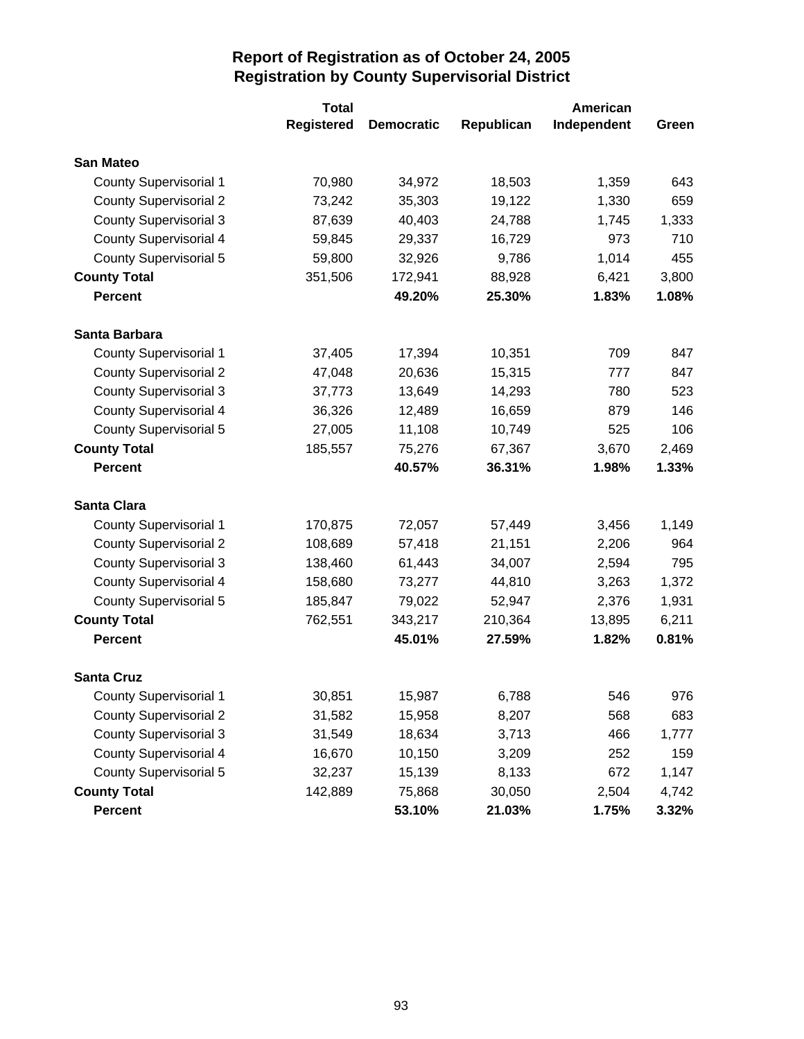# Report of Registration as of October 24, 2005
## Registration by County Supervisorial District

| | Total Registered | Democratic | Republican | American Independent | Green |
|---|---|---|---|---|---|
| **San Mateo** | | | | | |
| County Supervisorial 1 | 70,980 | 34,972 | 18,503 | 1,359 | 643 |
| County Supervisorial 2 | 73,242 | 35,303 | 19,122 | 1,330 | 659 |
| County Supervisorial 3 | 87,639 | 40,403 | 24,788 | 1,745 | 1,333 |
| County Supervisorial 4 | 59,845 | 29,337 | 16,729 | 973 | 710 |
| County Supervisorial 5 | 59,800 | 32,926 | 9,786 | 1,014 | 455 |
| **County Total** | 351,506 | 172,941 | 88,928 | 6,421 | 3,800 |
| **Percent** | | **49.20%** | **25.30%** | **1.83%** | **1.08%** |
| **Santa Barbara** | | | | | |
| County Supervisorial 1 | 37,405 | 17,394 | 10,351 | 709 | 847 |
| County Supervisorial 2 | 47,048 | 20,636 | 15,315 | 777 | 847 |
| County Supervisorial 3 | 37,773 | 13,649 | 14,293 | 780 | 523 |
| County Supervisorial 4 | 36,326 | 12,489 | 16,659 | 879 | 146 |
| County Supervisorial 5 | 27,005 | 11,108 | 10,749 | 525 | 106 |
| **County Total** | 185,557 | 75,276 | 67,367 | 3,670 | 2,469 |
| **Percent** | | **40.57%** | **36.31%** | **1.98%** | **1.33%** |
| **Santa Clara** | | | | | |
| County Supervisorial 1 | 170,875 | 72,057 | 57,449 | 3,456 | 1,149 |
| County Supervisorial 2 | 108,689 | 57,418 | 21,151 | 2,206 | 964 |
| County Supervisorial 3 | 138,460 | 61,443 | 34,007 | 2,594 | 795 |
| County Supervisorial 4 | 158,680 | 73,277 | 44,810 | 3,263 | 1,372 |
| County Supervisorial 5 | 185,847 | 79,022 | 52,947 | 2,376 | 1,931 |
| **County Total** | 762,551 | 343,217 | 210,364 | 13,895 | 6,211 |
| **Percent** | | **45.01%** | **27.59%** | **1.82%** | **0.81%** |
| **Santa Cruz** | | | | | |
| County Supervisorial 1 | 30,851 | 15,987 | 6,788 | 546 | 976 |
| County Supervisorial 2 | 31,582 | 15,958 | 8,207 | 568 | 683 |
| County Supervisorial 3 | 31,549 | 18,634 | 3,713 | 466 | 1,777 |
| County Supervisorial 4 | 16,670 | 10,150 | 3,209 | 252 | 159 |
| County Supervisorial 5 | 32,237 | 15,139 | 8,133 | 672 | 1,147 |
| **County Total** | 142,889 | 75,868 | 30,050 | 2,504 | 4,742 |
| **Percent** | | **53.10%** | **21.03%** | **1.75%** | **3.32%** |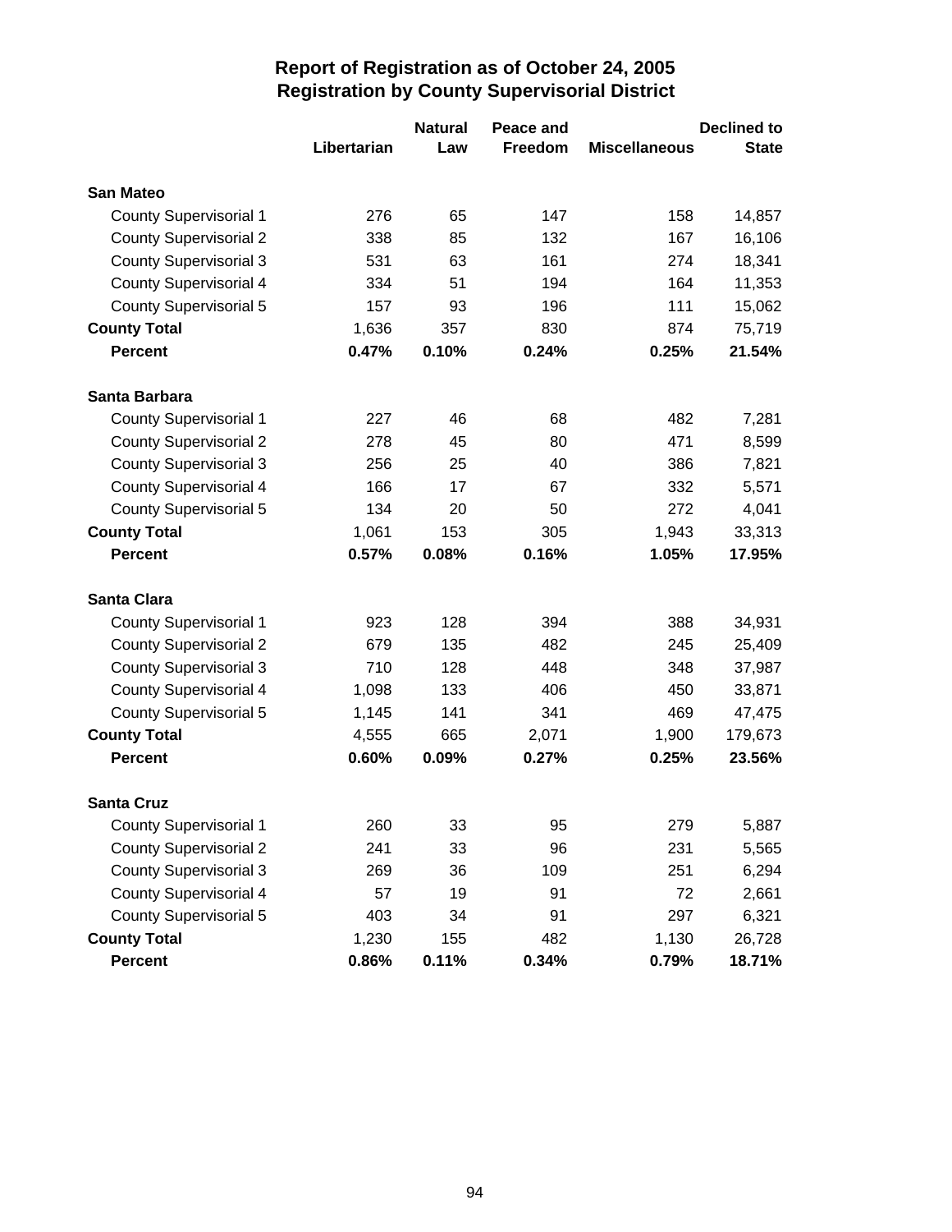# Report of Registration as of October 24, 2005
## Registration by County Supervisorial District

| | Libertarian | Natural Law | Peace and Freedom | Miscellaneous | Declined to State |
|---|---|---|---|---|---|
| **San Mateo** | | | | | |
| County Supervisorial 1 | 276 | 65 | 147 | 158 | 14,857 |
| County Supervisorial 2 | 338 | 85 | 132 | 167 | 16,106 |
| County Supervisorial 3 | 531 | 63 | 161 | 274 | 18,341 |
| County Supervisorial 4 | 334 | 51 | 194 | 164 | 11,353 |
| County Supervisorial 5 | 157 | 93 | 196 | 111 | 15,062 |
| **County Total** | 1,636 | 357 | 830 | 874 | 75,719 |
| **Percent** | **0.47%** | **0.10%** | **0.24%** | **0.25%** | **21.54%** |
| **Santa Barbara** | | | | | |
| County Supervisorial 1 | 227 | 46 | 68 | 482 | 7,281 |
| County Supervisorial 2 | 278 | 45 | 80 | 471 | 8,599 |
| County Supervisorial 3 | 256 | 25 | 40 | 386 | 7,821 |
| County Supervisorial 4 | 166 | 17 | 67 | 332 | 5,571 |
| County Supervisorial 5 | 134 | 20 | 50 | 272 | 4,041 |
| **County Total** | 1,061 | 153 | 305 | 1,943 | 33,313 |
| **Percent** | **0.57%** | **0.08%** | **0.16%** | **1.05%** | **17.95%** |
| **Santa Clara** | | | | | |
| County Supervisorial 1 | 923 | 128 | 394 | 388 | 34,931 |
| County Supervisorial 2 | 679 | 135 | 482 | 245 | 25,409 |
| County Supervisorial 3 | 710 | 128 | 448 | 348 | 37,987 |
| County Supervisorial 4 | 1,098 | 133 | 406 | 450 | 33,871 |
| County Supervisorial 5 | 1,145 | 141 | 341 | 469 | 47,475 |
| **County Total** | 4,555 | 665 | 2,071 | 1,900 | 179,673 |
| **Percent** | **0.60%** | **0.09%** | **0.27%** | **0.25%** | **23.56%** |
| **Santa Cruz** | | | | | |
| County Supervisorial 1 | 260 | 33 | 95 | 279 | 5,887 |
| County Supervisorial 2 | 241 | 33 | 96 | 231 | 5,565 |
| County Supervisorial 3 | 269 | 36 | 109 | 251 | 6,294 |
| County Supervisorial 4 | 57 | 19 | 91 | 72 | 2,661 |
| County Supervisorial 5 | 403 | 34 | 91 | 297 | 6,321 |
| **County Total** | 1,230 | 155 | 482 | 1,130 | 26,728 |
| **Percent** | **0.86%** | **0.11%** | **0.34%** | **0.79%** | **18.71%** |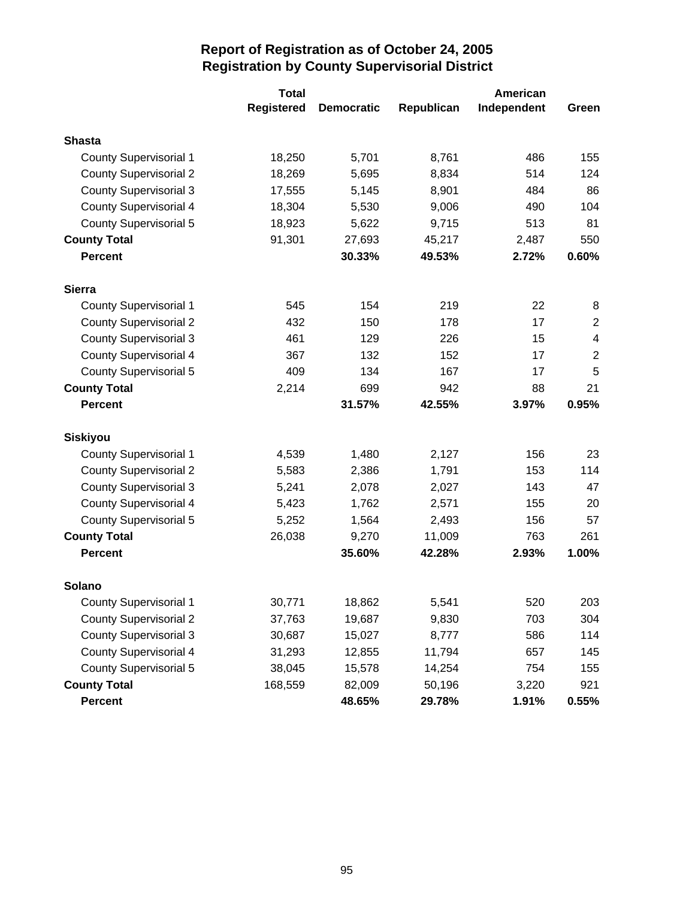# Report of Registration as of October 24, 2005
## Registration by County Supervisorial District

| | Total Registered | Democratic | Republican | American Independent | Green |
|---|---|---|---|---|---|
| **Shasta** | | | | | |
| County Supervisorial 1 | 18,250 | 5,701 | 8,761 | 486 | 155 |
| County Supervisorial 2 | 18,269 | 5,695 | 8,834 | 514 | 124 |
| County Supervisorial 3 | 17,555 | 5,145 | 8,901 | 484 | 86 |
| County Supervisorial 4 | 18,304 | 5,530 | 9,006 | 490 | 104 |
| County Supervisorial 5 | 18,923 | 5,622 | 9,715 | 513 | 81 |
| **County Total** | 91,301 | 27,693 | 45,217 | 2,487 | 550 |
| **Percent** | | **30.33%** | **49.53%** | **2.72%** | **0.60%** |
| **Sierra** | | | | | |
| County Supervisorial 1 | 545 | 154 | 219 | 22 | 8 |
| County Supervisorial 2 | 432 | 150 | 178 | 17 | 2 |
| County Supervisorial 3 | 461 | 129 | 226 | 15 | 4 |
| County Supervisorial 4 | 367 | 132 | 152 | 17 | 2 |
| County Supervisorial 5 | 409 | 134 | 167 | 17 | 5 |
| **County Total** | 2,214 | 699 | 942 | 88 | 21 |
| **Percent** | | **31.57%** | **42.55%** | **3.97%** | **0.95%** |
| **Siskiyou** | | | | | |
| County Supervisorial 1 | 4,539 | 1,480 | 2,127 | 156 | 23 |
| County Supervisorial 2 | 5,583 | 2,386 | 1,791 | 153 | 114 |
| County Supervisorial 3 | 5,241 | 2,078 | 2,027 | 143 | 47 |
| County Supervisorial 4 | 5,423 | 1,762 | 2,571 | 155 | 20 |
| County Supervisorial 5 | 5,252 | 1,564 | 2,493 | 156 | 57 |
| **County Total** | 26,038 | 9,270 | 11,009 | 763 | 261 |
| **Percent** | | **35.60%** | **42.28%** | **2.93%** | **1.00%** |
| **Solano** | | | | | |
| County Supervisorial 1 | 30,771 | 18,862 | 5,541 | 520 | 203 |
| County Supervisorial 2 | 37,763 | 19,687 | 9,830 | 703 | 304 |
| County Supervisorial 3 | 30,687 | 15,027 | 8,777 | 586 | 114 |
| County Supervisorial 4 | 31,293 | 12,855 | 11,794 | 657 | 145 |
| County Supervisorial 5 | 38,045 | 15,578 | 14,254 | 754 | 155 |
| **County Total** | 168,559 | 82,009 | 50,196 | 3,220 | 921 |
| **Percent** | | **48.65%** | **29.78%** | **1.91%** | **0.55%** |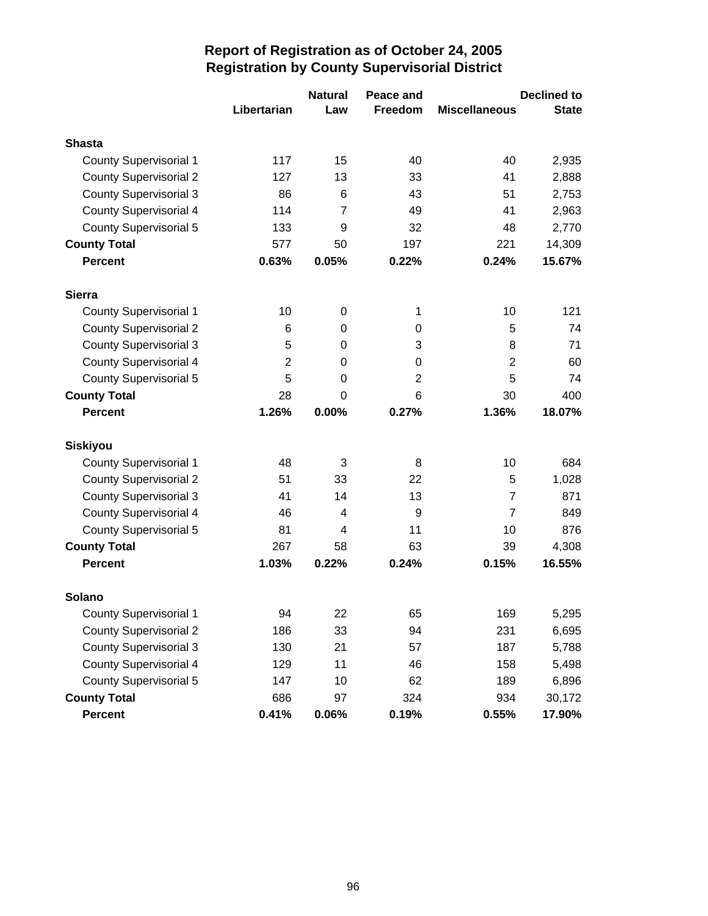# Report of Registration as of October 24, 2005
## Registration by County Supervisorial District

| | Libertarian | Natural Law | Peace and Freedom | Miscellaneous | Declined to State |
|---|---|---|---|---|---|
| **Shasta** | | | | | |
| County Supervisorial 1 | 117 | 15 | 40 | 40 | 2,935 |
| County Supervisorial 2 | 127 | 13 | 33 | 41 | 2,888 |
| County Supervisorial 3 | 86 | 6 | 43 | 51 | 2,753 |
| County Supervisorial 4 | 114 | 7 | 49 | 41 | 2,963 |
| County Supervisorial 5 | 133 | 9 | 32 | 48 | 2,770 |
| **County Total** | 577 | 50 | 197 | 221 | 14,309 |
| **Percent** | **0.63%** | **0.05%** | **0.22%** | **0.24%** | **15.67%** |
| **Sierra** | | | | | |
| County Supervisorial 1 | 10 | 0 | 1 | 10 | 121 |
| County Supervisorial 2 | 6 | 0 | 0 | 5 | 74 |
| County Supervisorial 3 | 5 | 0 | 3 | 8 | 71 |
| County Supervisorial 4 | 2 | 0 | 0 | 2 | 60 |
| County Supervisorial 5 | 5 | 0 | 2 | 5 | 74 |
| **County Total** | 28 | 0 | 6 | 30 | 400 |
| **Percent** | **1.26%** | **0.00%** | **0.27%** | **1.36%** | **18.07%** |
| **Siskiyou** | | | | | |
| County Supervisorial 1 | 48 | 3 | 8 | 10 | 684 |
| County Supervisorial 2 | 51 | 33 | 22 | 5 | 1,028 |
| County Supervisorial 3 | 41 | 14 | 13 | 7 | 871 |
| County Supervisorial 4 | 46 | 4 | 9 | 7 | 849 |
| County Supervisorial 5 | 81 | 4 | 11 | 10 | 876 |
| **County Total** | 267 | 58 | 63 | 39 | 4,308 |
| **Percent** | **1.03%** | **0.22%** | **0.24%** | **0.15%** | **16.55%** |
| **Solano** | | | | | |
| County Supervisorial 1 | 94 | 22 | 65 | 169 | 5,295 |
| County Supervisorial 2 | 186 | 33 | 94 | 231 | 6,695 |
| County Supervisorial 3 | 130 | 21 | 57 | 187 | 5,788 |
| County Supervisorial 4 | 129 | 11 | 46 | 158 | 5,498 |
| County Supervisorial 5 | 147 | 10 | 62 | 189 | 6,896 |
| **County Total** | 686 | 97 | 324 | 934 | 30,172 |
| **Percent** | **0.41%** | **0.06%** | **0.19%** | **0.55%** | **17.90%** |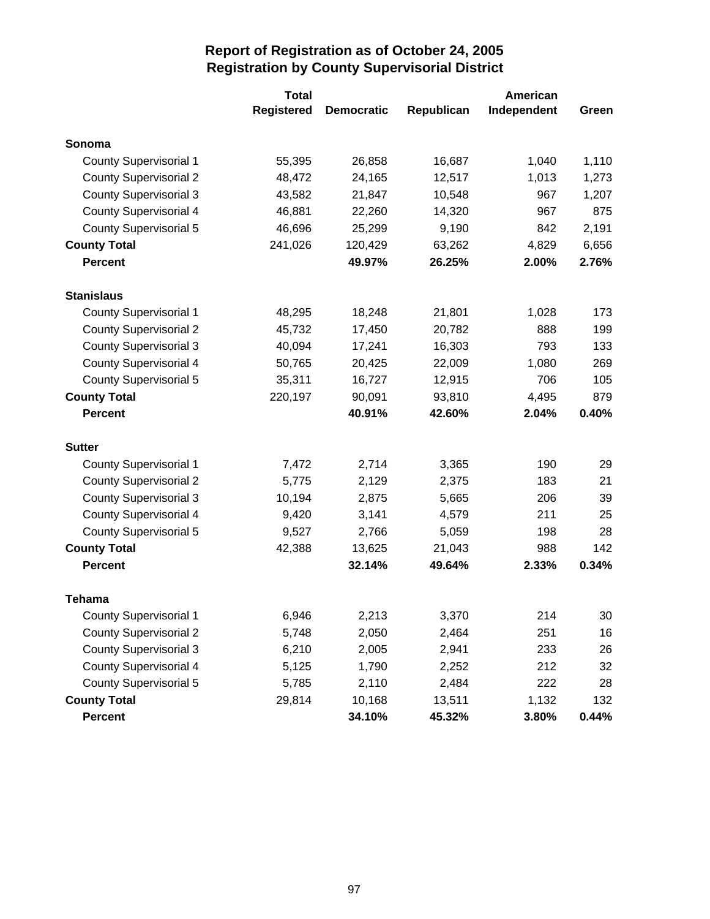# Report of Registration as of October 24, 2005
## Registration by County Supervisorial District

| | Total Registered | Democratic | Republican | American Independent | Green |
|---|---|---|---|---|---|
| **Sonoma** | | | | | |
| County Supervisorial 1 | 55,395 | 26,858 | 16,687 | 1,040 | 1,110 |
| County Supervisorial 2 | 48,472 | 24,165 | 12,517 | 1,013 | 1,273 |
| County Supervisorial 3 | 43,582 | 21,847 | 10,548 | 967 | 1,207 |
| County Supervisorial 4 | 46,881 | 22,260 | 14,320 | 967 | 875 |
| County Supervisorial 5 | 46,696 | 25,299 | 9,190 | 842 | 2,191 |
| **County Total** | 241,026 | 120,429 | 63,262 | 4,829 | 6,656 |
| **Percent** | | **49.97%** | **26.25%** | **2.00%** | **2.76%** |
| **Stanislaus** | | | | | |
| County Supervisorial 1 | 48,295 | 18,248 | 21,801 | 1,028 | 173 |
| County Supervisorial 2 | 45,732 | 17,450 | 20,782 | 888 | 199 |
| County Supervisorial 3 | 40,094 | 17,241 | 16,303 | 793 | 133 |
| County Supervisorial 4 | 50,765 | 20,425 | 22,009 | 1,080 | 269 |
| County Supervisorial 5 | 35,311 | 16,727 | 12,915 | 706 | 105 |
| **County Total** | 220,197 | 90,091 | 93,810 | 4,495 | 879 |
| **Percent** | | **40.91%** | **42.60%** | **2.04%** | **0.40%** |
| **Sutter** | | | | | |
| County Supervisorial 1 | 7,472 | 2,714 | 3,365 | 190 | 29 |
| County Supervisorial 2 | 5,775 | 2,129 | 2,375 | 183 | 21 |
| County Supervisorial 3 | 10,194 | 2,875 | 5,665 | 206 | 39 |
| County Supervisorial 4 | 9,420 | 3,141 | 4,579 | 211 | 25 |
| County Supervisorial 5 | 9,527 | 2,766 | 5,059 | 198 | 28 |
| **County Total** | 42,388 | 13,625 | 21,043 | 988 | 142 |
| **Percent** | | **32.14%** | **49.64%** | **2.33%** | **0.34%** |
| **Tehama** | | | | | |
| County Supervisorial 1 | 6,946 | 2,213 | 3,370 | 214 | 30 |
| County Supervisorial 2 | 5,748 | 2,050 | 2,464 | 251 | 16 |
| County Supervisorial 3 | 6,210 | 2,005 | 2,941 | 233 | 26 |
| County Supervisorial 4 | 5,125 | 1,790 | 2,252 | 212 | 32 |
| County Supervisorial 5 | 5,785 | 2,110 | 2,484 | 222 | 28 |
| **County Total** | 29,814 | 10,168 | 13,511 | 1,132 | 132 |
| **Percent** | | **34.10%** | **45.32%** | **3.80%** | **0.44%** |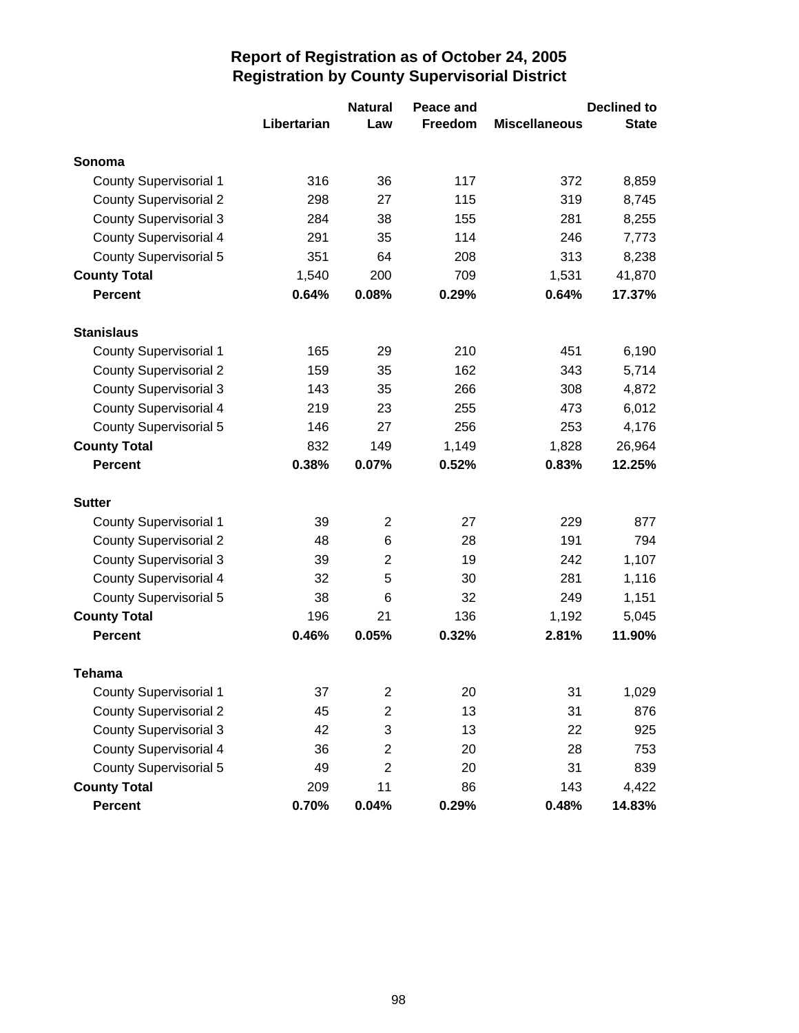# Report of Registration as of October 24, 2005
## Registration by County Supervisorial District

| | Libertarian | Natural Law | Peace and Freedom | Miscellaneous | Declined to State |
|---|---|---|---|---|---|
| **Sonoma** | | | | | |
| County Supervisorial 1 | 316 | 36 | 117 | 372 | 8,859 |
| County Supervisorial 2 | 298 | 27 | 115 | 319 | 8,745 |
| County Supervisorial 3 | 284 | 38 | 155 | 281 | 8,255 |
| County Supervisorial 4 | 291 | 35 | 114 | 246 | 7,773 |
| County Supervisorial 5 | 351 | 64 | 208 | 313 | 8,238 |
| **County Total** | 1,540 | 200 | 709 | 1,531 | 41,870 |
| **Percent** | **0.64%** | **0.08%** | **0.29%** | **0.64%** | **17.37%** |
| **Stanislaus** | | | | | |
| County Supervisorial 1 | 165 | 29 | 210 | 451 | 6,190 |
| County Supervisorial 2 | 159 | 35 | 162 | 343 | 5,714 |
| County Supervisorial 3 | 143 | 35 | 266 | 308 | 4,872 |
| County Supervisorial 4 | 219 | 23 | 255 | 473 | 6,012 |
| County Supervisorial 5 | 146 | 27 | 256 | 253 | 4,176 |
| **County Total** | 832 | 149 | 1,149 | 1,828 | 26,964 |
| **Percent** | **0.38%** | **0.07%** | **0.52%** | **0.83%** | **12.25%** |
| **Sutter** | | | | | |
| County Supervisorial 1 | 39 | 2 | 27 | 229 | 877 |
| County Supervisorial 2 | 48 | 6 | 28 | 191 | 794 |
| County Supervisorial 3 | 39 | 2 | 19 | 242 | 1,107 |
| County Supervisorial 4 | 32 | 5 | 30 | 281 | 1,116 |
| County Supervisorial 5 | 38 | 6 | 32 | 249 | 1,151 |
| **County Total** | 196 | 21 | 136 | 1,192 | 5,045 |
| **Percent** | **0.46%** | **0.05%** | **0.32%** | **2.81%** | **11.90%** |
| **Tehama** | | | | | |
| County Supervisorial 1 | 37 | 2 | 20 | 31 | 1,029 |
| County Supervisorial 2 | 45 | 2 | 13 | 31 | 876 |
| County Supervisorial 3 | 42 | 3 | 13 | 22 | 925 |
| County Supervisorial 4 | 36 | 2 | 20 | 28 | 753 |
| County Supervisorial 5 | 49 | 2 | 20 | 31 | 839 |
| **County Total** | 209 | 11 | 86 | 143 | 4,422 |
| **Percent** | **0.70%** | **0.04%** | **0.29%** | **0.48%** | **14.83%** |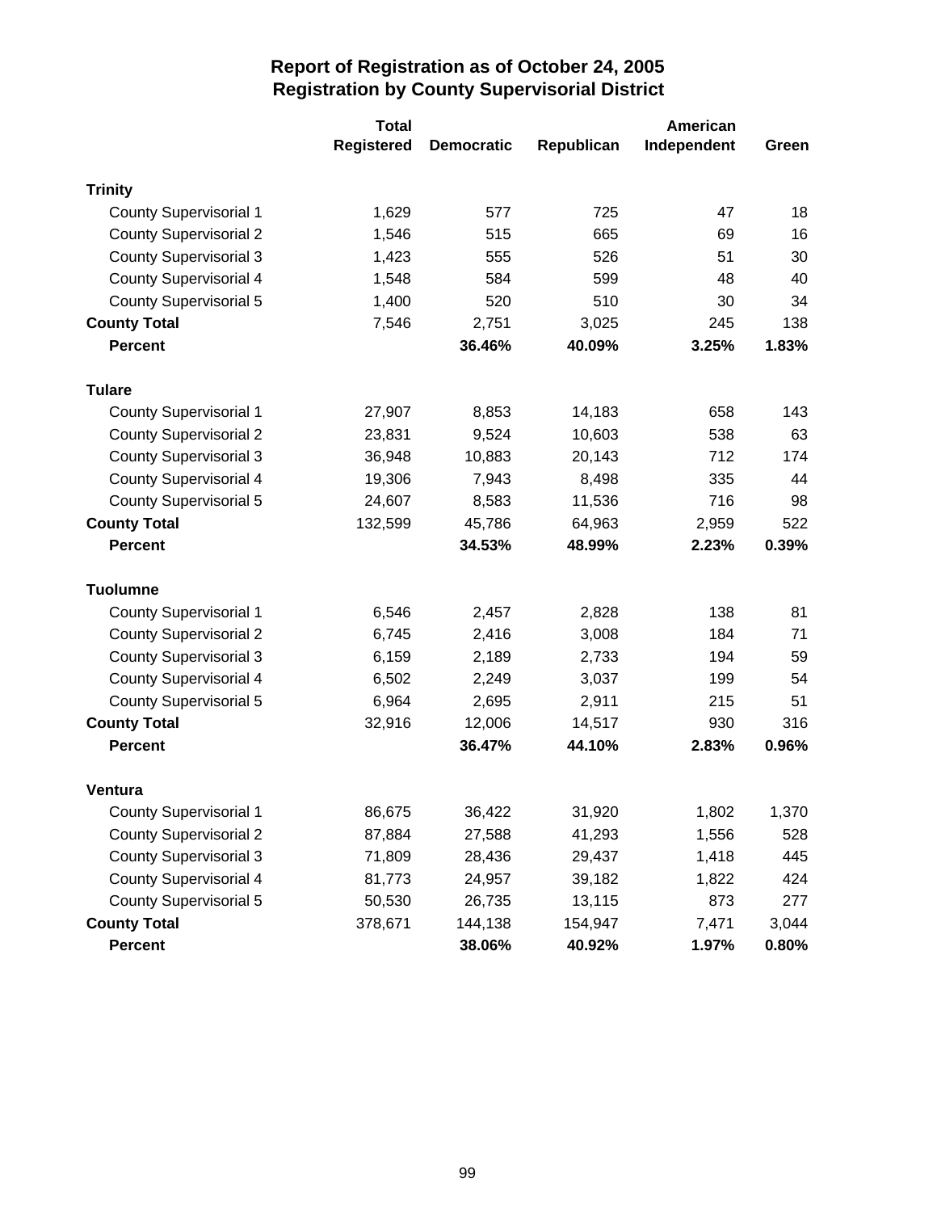# Report of Registration as of October 24, 2005
## Registration by County Supervisorial District

| | Total Registered | Democratic | Republican | American Independent | Green |
|---|---|---|---|---|---|
| **Trinity** | | | | | |
| County Supervisorial 1 | 1,629 | 577 | 725 | 47 | 18 |
| County Supervisorial 2 | 1,546 | 515 | 665 | 69 | 16 |
| County Supervisorial 3 | 1,423 | 555 | 526 | 51 | 30 |
| County Supervisorial 4 | 1,548 | 584 | 599 | 48 | 40 |
| County Supervisorial 5 | 1,400 | 520 | 510 | 30 | 34 |
| **County Total** | 7,546 | 2,751 | 3,025 | 245 | 138 |
| **Percent** | | **36.46%** | **40.09%** | **3.25%** | **1.83%** |
| **Tulare** | | | | | |
| County Supervisorial 1 | 27,907 | 8,853 | 14,183 | 658 | 143 |
| County Supervisorial 2 | 23,831 | 9,524 | 10,603 | 538 | 63 |
| County Supervisorial 3 | 36,948 | 10,883 | 20,143 | 712 | 174 |
| County Supervisorial 4 | 19,306 | 7,943 | 8,498 | 335 | 44 |
| County Supervisorial 5 | 24,607 | 8,583 | 11,536 | 716 | 98 |
| **County Total** | 132,599 | 45,786 | 64,963 | 2,959 | 522 |
| **Percent** | | **34.53%** | **48.99%** | **2.23%** | **0.39%** |
| **Tuolumne** | | | | | |
| County Supervisorial 1 | 6,546 | 2,457 | 2,828 | 138 | 81 |
| County Supervisorial 2 | 6,745 | 2,416 | 3,008 | 184 | 71 |
| County Supervisorial 3 | 6,159 | 2,189 | 2,733 | 194 | 59 |
| County Supervisorial 4 | 6,502 | 2,249 | 3,037 | 199 | 54 |
| County Supervisorial 5 | 6,964 | 2,695 | 2,911 | 215 | 51 |
| **County Total** | 32,916 | 12,006 | 14,517 | 930 | 316 |
| **Percent** | | **36.47%** | **44.10%** | **2.83%** | **0.96%** |
| **Ventura** | | | | | |
| County Supervisorial 1 | 86,675 | 36,422 | 31,920 | 1,802 | 1,370 |
| County Supervisorial 2 | 87,884 | 27,588 | 41,293 | 1,556 | 528 |
| County Supervisorial 3 | 71,809 | 28,436 | 29,437 | 1,418 | 445 |
| County Supervisorial 4 | 81,773 | 24,957 | 39,182 | 1,822 | 424 |
| County Supervisorial 5 | 50,530 | 26,735 | 13,115 | 873 | 277 |
| **County Total** | 378,671 | 144,138 | 154,947 | 7,471 | 3,044 |
| **Percent** | | **38.06%** | **40.92%** | **1.97%** | **0.80%** |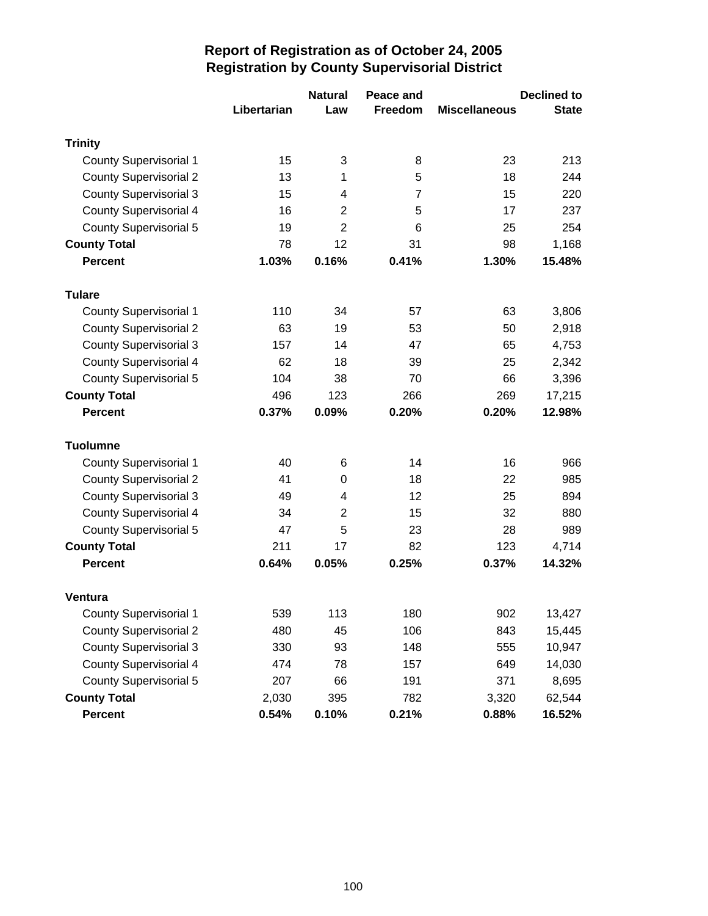# Report of Registration as of October 24, 2005
## Registration by County Supervisorial District

| | Libertarian | Natural Law | Peace and Freedom | Miscellaneous | Declined to State |
|---|---|---|---|---|---|
| **Trinity** | | | | | |
| County Supervisorial 1 | 15 | 3 | 8 | 23 | 213 |
| County Supervisorial 2 | 13 | 1 | 5 | 18 | 244 |
| County Supervisorial 3 | 15 | 4 | 7 | 15 | 220 |
| County Supervisorial 4 | 16 | 2 | 5 | 17 | 237 |
| County Supervisorial 5 | 19 | 2 | 6 | 25 | 254 |
| **County Total** | 78 | 12 | 31 | 98 | 1,168 |
| **Percent** | **1.03%** | **0.16%** | **0.41%** | **1.30%** | **15.48%** |
| **Tulare** | | | | | |
| County Supervisorial 1 | 110 | 34 | 57 | 63 | 3,806 |
| County Supervisorial 2 | 63 | 19 | 53 | 50 | 2,918 |
| County Supervisorial 3 | 157 | 14 | 47 | 65 | 4,753 |
| County Supervisorial 4 | 62 | 18 | 39 | 25 | 2,342 |
| County Supervisorial 5 | 104 | 38 | 70 | 66 | 3,396 |
| **County Total** | 496 | 123 | 266 | 269 | 17,215 |
| **Percent** | **0.37%** | **0.09%** | **0.20%** | **0.20%** | **12.98%** |
| **Tuolumne** | | | | | |
| County Supervisorial 1 | 40 | 6 | 14 | 16 | 966 |
| County Supervisorial 2 | 41 | 0 | 18 | 22 | 985 |
| County Supervisorial 3 | 49 | 4 | 12 | 25 | 894 |
| County Supervisorial 4 | 34 | 2 | 15 | 32 | 880 |
| County Supervisorial 5 | 47 | 5 | 23 | 28 | 989 |
| **County Total** | 211 | 17 | 82 | 123 | 4,714 |
| **Percent** | **0.64%** | **0.05%** | **0.25%** | **0.37%** | **14.32%** |
| **Ventura** | | | | | |
| County Supervisorial 1 | 539 | 113 | 180 | 902 | 13,427 |
| County Supervisorial 2 | 480 | 45 | 106 | 843 | 15,445 |
| County Supervisorial 3 | 330 | 93 | 148 | 555 | 10,947 |
| County Supervisorial 4 | 474 | 78 | 157 | 649 | 14,030 |
| County Supervisorial 5 | 207 | 66 | 191 | 371 | 8,695 |
| **County Total** | 2,030 | 395 | 782 | 3,320 | 62,544 |
| **Percent** | **0.54%** | **0.10%** | **0.21%** | **0.88%** | **16.52%** |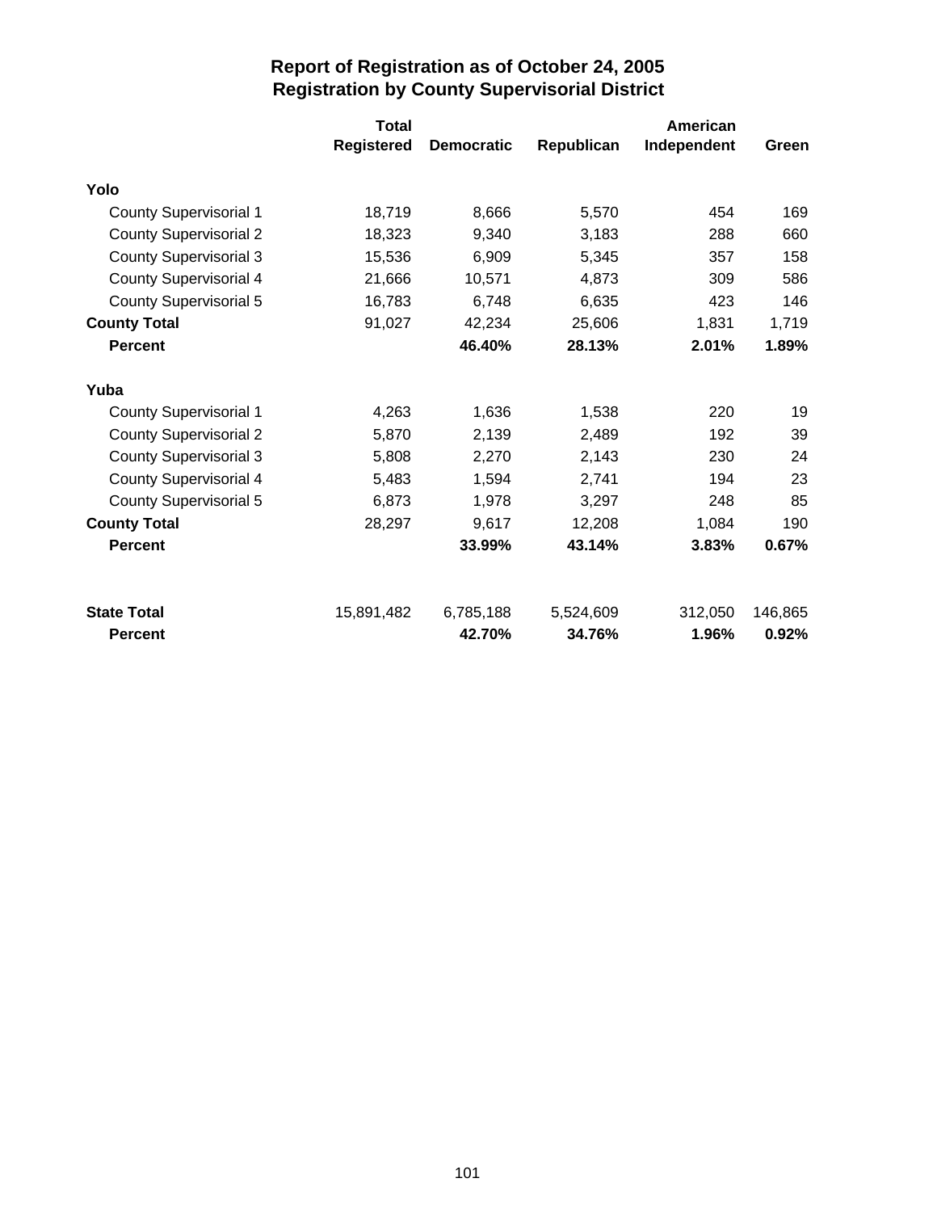# Report of Registration as of October 24, 2005
## Registration by County Supervisorial District

| | Total Registered | Democratic | Republican | American Independent | Green |
|---|---|---|---|---|---|
| **Yolo** | | | | | |
| County Supervisorial 1 | 18,719 | 8,666 | 5,570 | 454 | 169 |
| County Supervisorial 2 | 18,323 | 9,340 | 3,183 | 288 | 660 |
| County Supervisorial 3 | 15,536 | 6,909 | 5,345 | 357 | 158 |
| County Supervisorial 4 | 21,666 | 10,571 | 4,873 | 309 | 586 |
| County Supervisorial 5 | 16,783 | 6,748 | 6,635 | 423 | 146 |
| **County Total** | 91,027 | 42,234 | 25,606 | 1,831 | 1,719 |
| **Percent** | | **46.40%** | **28.13%** | **2.01%** | **1.89%** |
| **Yuba** | | | | | |
| County Supervisorial 1 | 4,263 | 1,636 | 1,538 | 220 | 19 |
| County Supervisorial 2 | 5,870 | 2,139 | 2,489 | 192 | 39 |
| County Supervisorial 3 | 5,808 | 2,270 | 2,143 | 230 | 24 |
| County Supervisorial 4 | 5,483 | 1,594 | 2,741 | 194 | 23 |
| County Supervisorial 5 | 6,873 | 1,978 | 3,297 | 248 | 85 |
| **County Total** | 28,297 | 9,617 | 12,208 | 1,084 | 190 |
| **Percent** | | **33.99%** | **43.14%** | **3.83%** | **0.67%** |
| **State Total** | 15,891,482 | 6,785,188 | 5,524,609 | 312,050 | 146,865 |
| **Percent** | | **42.70%** | **34.76%** | **1.96%** | **0.92%** |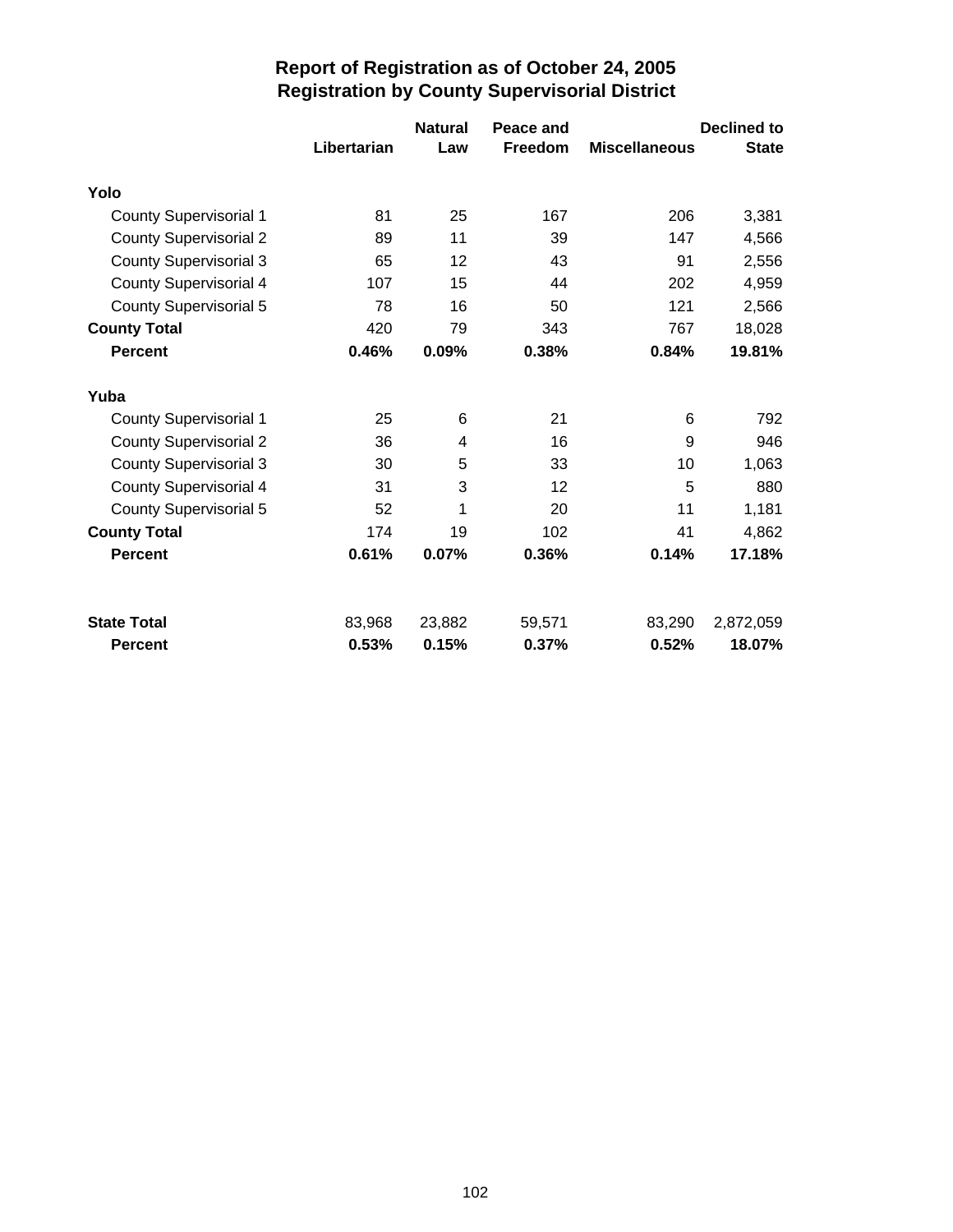# Report of Registration as of October 24, 2005
## Registration by County Supervisorial District

| | Libertarian | Natural Law | Peace and Freedom | Miscellaneous | Declined to State |
|---|---|---|---|---|---|
| **Yolo** | | | | | |
| County Supervisorial 1 | 81 | 25 | 167 | 206 | 3,381 |
| County Supervisorial 2 | 89 | 11 | 39 | 147 | 4,566 |
| County Supervisorial 3 | 65 | 12 | 43 | 91 | 2,556 |
| County Supervisorial 4 | 107 | 15 | 44 | 202 | 4,959 |
| County Supervisorial 5 | 78 | 16 | 50 | 121 | 2,566 |
| **County Total** | 420 | 79 | 343 | 767 | 18,028 |
| **Percent** | **0.46%** | **0.09%** | **0.38%** | **0.84%** | **19.81%** |
| **Yuba** | | | | | |
| County Supervisorial 1 | 25 | 6 | 21 | 6 | 792 |
| County Supervisorial 2 | 36 | 4 | 16 | 9 | 946 |
| County Supervisorial 3 | 30 | 5 | 33 | 10 | 1,063 |
| County Supervisorial 4 | 31 | 3 | 12 | 5 | 880 |
| County Supervisorial 5 | 52 | 1 | 20 | 11 | 1,181 |
| **County Total** | 174 | 19 | 102 | 41 | 4,862 |
| **Percent** | **0.61%** | **0.07%** | **0.36%** | **0.14%** | **17.18%** |
| **State Total** | 83,968 | 23,882 | 59,571 | 83,290 | 2,872,059 |
| **Percent** | **0.53%** | **0.15%** | **0.37%** | **0.52%** | **18.07%** |